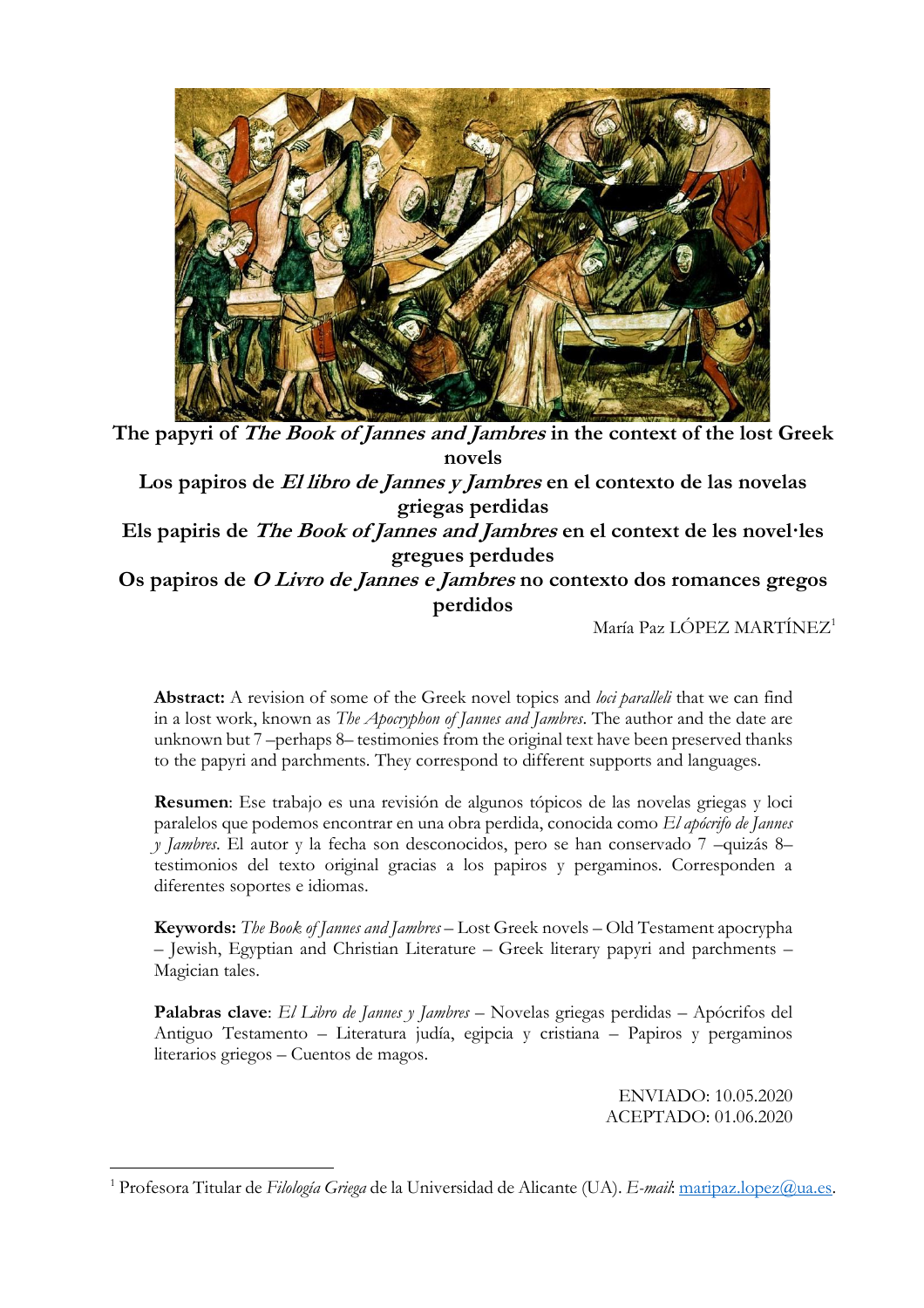# The papyri of *The Book of Jannes and Jambres* in the context of the lost Greek novels

# Los papiros de *El libro de Jannes y Jambres* en el contexto de las novelas griegas perdidas

# Els papiris de *The Book of Jannes and Jambres* en el context de les novel·les gregues perdudes

# Os papiros de *O Livro de Jannes e Jambres* no contexto dos romances gregos perdidos

María Paz LÓPEZ MARTÍNEZ[1]

**Abstract:** A revision of some of the Greek novel topics and *loci paralleli* that we can find in a lost work, known as *The Apocryphon of Jannes and Jambres*. The author and the date are unknown but 7 –perhaps 8– testimonies from the original text have been preserved thanks to the papyri and parchments. They correspond to different supports and languages.

**Resumen**: Ese trabajo es una revisión de algunos tópicos de las novelas griegas y loci paralelos que podemos encontrar en una obra perdida, conocida como *El apócrifo de Jannes y Jambres*. El autor y la fecha son desconocidos, pero se han conservado 7 –quizás 8– testimonios del texto original gracias a los papiros y pergaminos. Corresponden a diferentes soportes e idiomas.

**Keywords:** *The Book of Jannes and Jambres* – Lost Greek novels – Old Testament apocrypha – Jewish, Egyptian and Christian Literature – Greek literary papyri and parchments – Magician tales.

**Palabras clave**: *El Libro de Jannes y Jambres* – Novelas griegas perdidas – Apócrifos del Antiguo Testamento – Literatura judía, egipcia y cristiana – Papiros y pergaminos literarios griegos – Cuentos de magos.

ENVIADO: 10.05.2020
ACEPTADO: 01.06.2020

[1] Profesora Titular de *Filología Griega* de la Universidad de Alicante (UA). *E-mail*: maripaz.lopez@ua.es.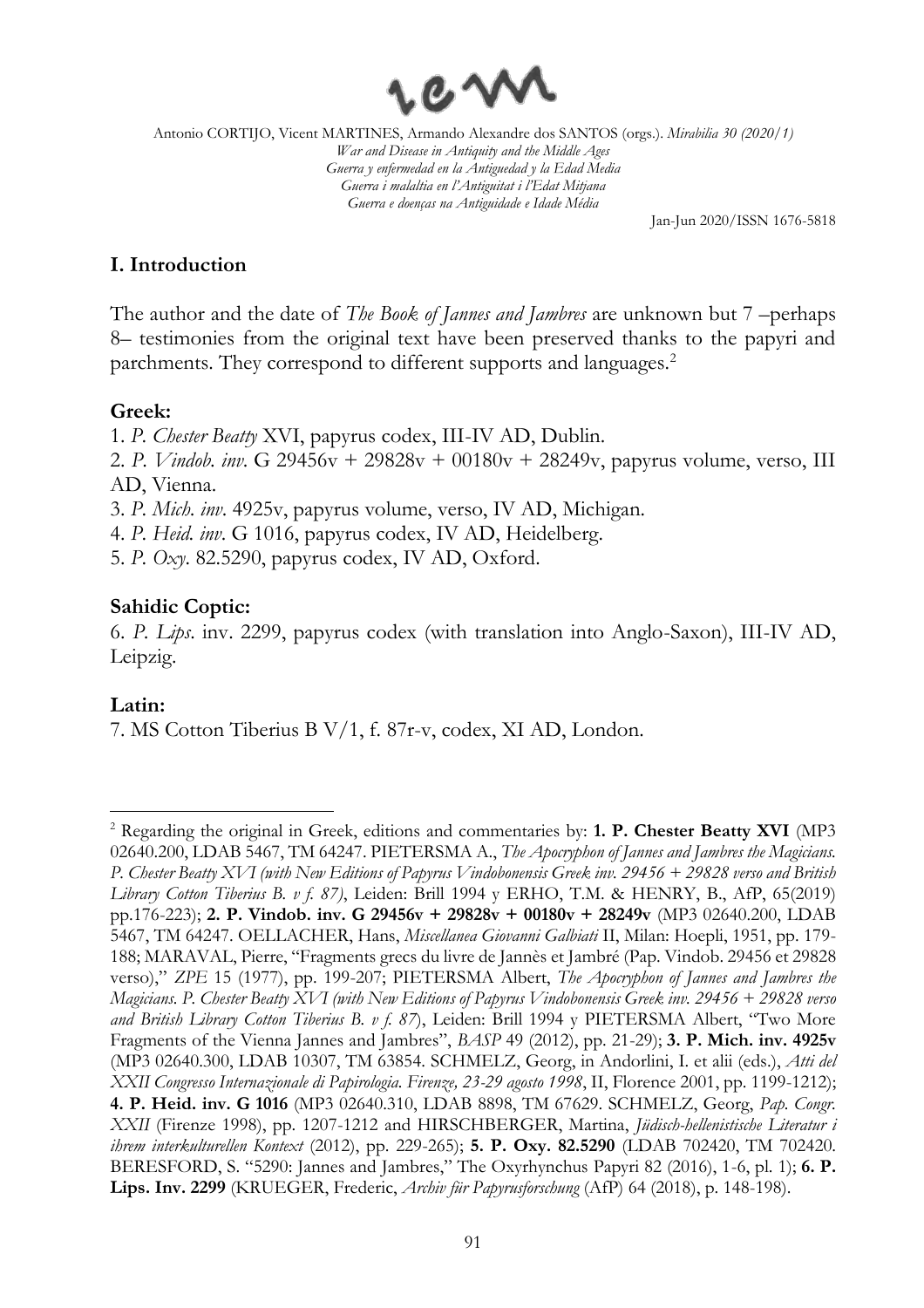## I. Introduction

The author and the date of *The Book of Jannes and Jambres* are unknown but 7 –perhaps 8– testimonies from the original text have been preserved thanks to the papyri and parchments. They correspond to different supports and languages.[2]

**Greek:**

1. *P. Chester Beatty* XVI, papyrus codex, III-IV AD, Dublin.
2. *P. Vindob. inv.* G 29456v + 29828v + 00180v + 28249v, papyrus volume, verso, III AD, Vienna.
3. *P. Mich. inv.* 4925v, papyrus volume, verso, IV AD, Michigan.
4. *P. Heid. inv.* G 1016, papyrus codex, IV AD, Heidelberg.
5. *P. Oxy.* 82.5290, papyrus codex, IV AD, Oxford.

**Sahidic Coptic:**

6. *P. Lips.* inv. 2299, papyrus codex (with translation into Anglo-Saxon), III-IV AD, Leipzig.

**Latin:**

7. MS Cotton Tiberius B V/1, f. 87r-v, codex, XI AD, London.

---

[2] Regarding the original in Greek, editions and commentaries by: **1. P. Chester Beatty XVI** (MP3 02640.200, LDAB 5467, TM 64247. PIETERSMA A., *The Apocryphon of Jannes and Jambres the Magicians. P. Chester Beatty XVI (with New Editions of Papyrus Vindobonensis Greek inv. 29456 + 29828 verso and British Library Cotton Tiberius B. v f. 87)*, Leiden: Brill 1994 y ERHO, T.M. & HENRY, B., AfP, 65(2019) pp.176-223); **2. P. Vindob. inv. G 29456v + 29828v + 00180v + 28249v** (MP3 02640.200, LDAB 5467, TM 64247. OELLACHER, Hans, *Miscellanea Giovanni Galbiati* II, Milan: Hoepli, 1951, pp. 179-188; MARAVAL, Pierre, "Fragments grecs du livre de Jannès et Jambré (Pap. Vindob. 29456 et 29828 verso)," *ZPE* 15 (1977), pp. 199-207; PIETERSMA Albert, *The Apocryphon of Jannes and Jambres the Magicians. P. Chester Beatty XVI (with New Editions of Papyrus Vindobonensis Greek inv. 29456 + 29828 verso and British Library Cotton Tiberius B. v f. 87*), Leiden: Brill 1994 y PIETERSMA Albert, "Two More Fragments of the Vienna Jannes and Jambres", *BASP* 49 (2012), pp. 21-29); **3. P. Mich. inv. 4925v** (MP3 02640.300, LDAB 10307, TM 63854. SCHMELZ, Georg, in Andorlini, I. et alii (eds.), *Atti del XXII Congresso Internazionale di Papirologia. Firenze, 23-29 agosto 1998*, II, Florence 2001, pp. 1199-1212); **4. P. Heid. inv. G 1016** (MP3 02640.310, LDAB 8898, TM 67629. SCHMELZ, Georg, *Pap. Congr. XXII* (Firenze 1998), pp. 1207-1212 and HIRSCHBERGER, Martina, *Jüdisch-hellenistische Literatur i ihrem interkulturellen Kontext* (2012), pp. 229-265); **5. P. Oxy. 82.5290** (LDAB 702420, TM 702420. BERESFORD, S. "5290: Jannes and Jambres," The Oxyrhynchus Papyri 82 (2016), 1-6, pl. 1); **6. P. Lips. Inv. 2299** (KRUEGER, Frederic, *Archiv für Papyrusforschung* (AfP) 64 (2018), p. 148-198).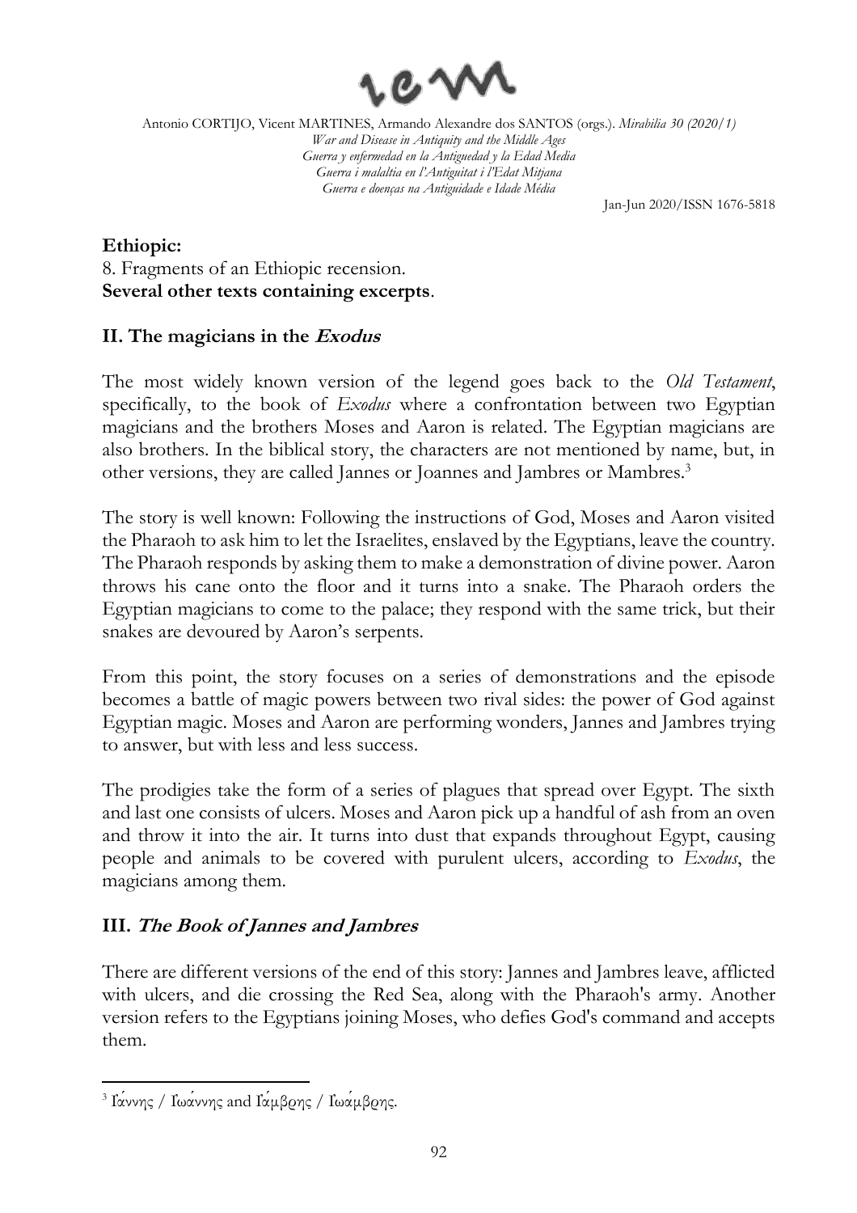**Ethiopic:**
8. Fragments of an Ethiopic recension.
**Several other texts containing excerpts**.

## II. The magicians in the *Exodus*

The most widely known version of the legend goes back to the *Old Testament*, specifically, to the book of *Exodus* where a confrontation between two Egyptian magicians and the brothers Moses and Aaron is related. The Egyptian magicians are also brothers. In the biblical story, the characters are not mentioned by name, but, in other versions, they are called Jannes or Joannes and Jambres or Mambres.[3]

The story is well known: Following the instructions of God, Moses and Aaron visited the Pharaoh to ask him to let the Israelites, enslaved by the Egyptians, leave the country. The Pharaoh responds by asking them to make a demonstration of divine power. Aaron throws his cane onto the floor and it turns into a snake. The Pharaoh orders the Egyptian magicians to come to the palace; they respond with the same trick, but their snakes are devoured by Aaron's serpents.

From this point, the story focuses on a series of demonstrations and the episode becomes a battle of magic powers between two rival sides: the power of God against Egyptian magic. Moses and Aaron are performing wonders, Jannes and Jambres trying to answer, but with less and less success.

The prodigies take the form of a series of plagues that spread over Egypt. The sixth and last one consists of ulcers. Moses and Aaron pick up a handful of ash from an oven and throw it into the air. It turns into dust that expands throughout Egypt, causing people and animals to be covered with purulent ulcers, according to *Exodus*, the magicians among them.

## III. *The Book of Jannes and Jambres*

There are different versions of the end of this story: Jannes and Jambres leave, afflicted with ulcers, and die crossing the Red Sea, along with the Pharaoh's army. Another version refers to the Egyptians joining Moses, who defies God's command and accepts them.

[3] Ἰάννης / Ἰωάννης and Ἰάμβρης / Ἰωάμβρης.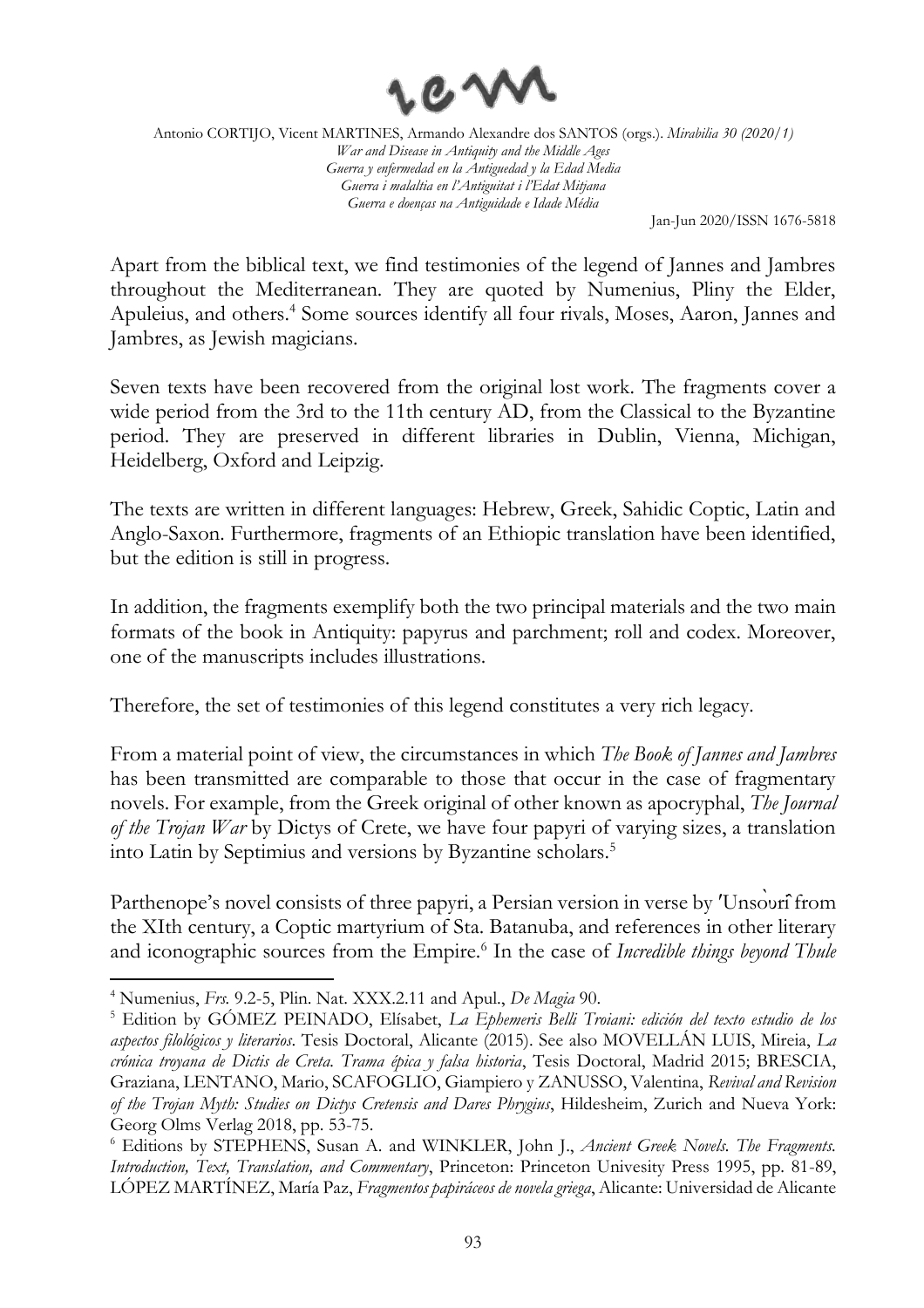Apart from the biblical text, we find testimonies of the legend of Jannes and Jambres throughout the Mediterranean. They are quoted by Numenius, Pliny the Elder, Apuleius, and others.[4] Some sources identify all four rivals, Moses, Aaron, Jannes and Jambres, as Jewish magicians.

Seven texts have been recovered from the original lost work. The fragments cover a wide period from the 3rd to the 11th century AD, from the Classical to the Byzantine period. They are preserved in different libraries in Dublin, Vienna, Michigan, Heidelberg, Oxford and Leipzig.

The texts are written in different languages: Hebrew, Greek, Sahidic Coptic, Latin and Anglo-Saxon. Furthermore, fragments of an Ethiopic translation have been identified, but the edition is still in progress.

In addition, the fragments exemplify both the two principal materials and the two main formats of the book in Antiquity: papyrus and parchment; roll and codex. Moreover, one of the manuscripts includes illustrations.

Therefore, the set of testimonies of this legend constitutes a very rich legacy.

From a material point of view, the circumstances in which *The Book of Jannes and Jambres* has been transmitted are comparable to those that occur in the case of fragmentary novels. For example, from the Greek original of other known as apocryphal, *The Journal of the Trojan War* by Dictys of Crete, we have four papyri of varying sizes, a translation into Latin by Septimius and versions by Byzantine scholars.[5]

Parthenope's novel consists of three papyri, a Persian version in verse by ʻUnsurī from the XIth century, a Coptic martyrium of Sta. Batanuba, and references in other literary and iconographic sources from the Empire.[6] In the case of *Incredible things beyond Thule*

---

[4] Numenius, *Frs.* 9.2-5, Plin. Nat. XXX.2.11 and Apul., *De Magia* 90.

[5] Edition by GÓMEZ PEINADO, Elísabet, *La Ephemeris Belli Troiani: edición del texto estudio de los aspectos filológicos y literarios*. Tesis Doctoral, Alicante (2015). See also MOVELLÁN LUIS, Mireia, *La crónica troyana de Dictis de Creta. Trama épica y falsa historia*, Tesis Doctoral, Madrid 2015; BRESCIA, Graziana, LENTANO, Mario, SCAFOGLIO, Giampiero y ZANUSSO, Valentina, *Revival and Revision of the Trojan Myth: Studies on Dictys Cretensis and Dares Phrygius*, Hildesheim, Zurich and Nueva York: Georg Olms Verlag 2018, pp. 53-75.

[6] Editions by STEPHENS, Susan A. and WINKLER, John J., *Ancient Greek Novels. The Fragments. Introduction, Text, Translation, and Commentary*, Princeton: Princeton Univesity Press 1995, pp. 81-89, LÓPEZ MARTÍNEZ, María Paz, *Fragmentos papiráceos de novela griega*, Alicante: Universidad de Alicante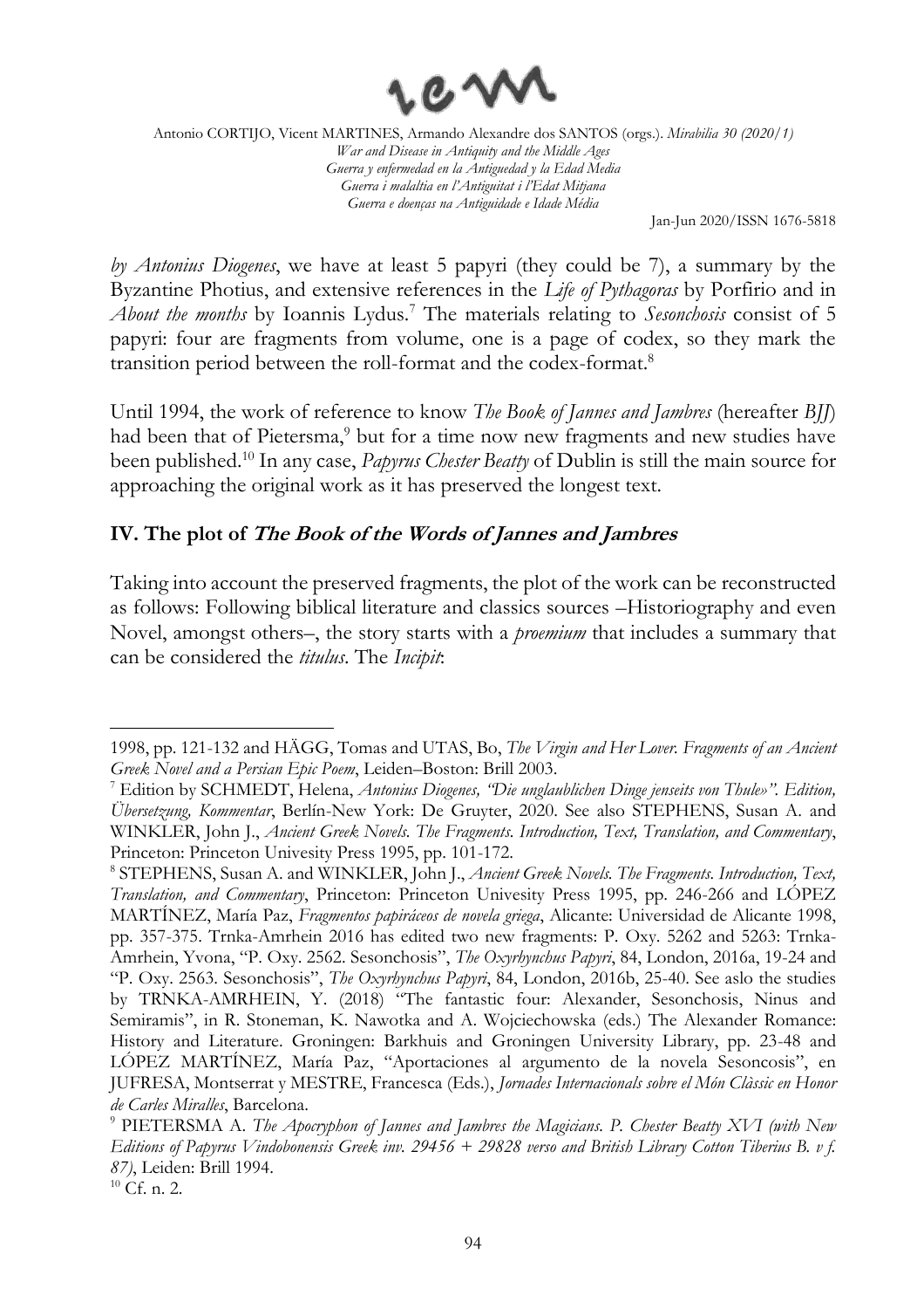*by Antonius Diogenes*, we have at least 5 papyri (they could be 7), a summary by the Byzantine Photius, and extensive references in the *Life of Pythagoras* by Porfirio and in *About the months* by Ioannis Lydus.[7] The materials relating to *Sesonchosis* consist of 5 papyri: four are fragments from volume, one is a page of codex, so they mark the transition period between the roll-format and the codex-format.[8]

Until 1994, the work of reference to know *The Book of Jannes and Jambres* (hereafter *BJJ*) had been that of Pietersma,[9] but for a time now new fragments and new studies have been published.[10] In any case, *Papyrus Chester Beatty* of Dublin is still the main source for approaching the original work as it has preserved the longest text.

## IV. The plot of *The Book of the Words of Jannes and Jambres*

Taking into account the preserved fragments, the plot of the work can be reconstructed as follows: Following biblical literature and classics sources –Historiography and even Novel, amongst others–, the story starts with a *proemium* that includes a summary that can be considered the *titulus*. The *Incipit*:

---

1998, pp. 121-132 and HÄGG, Tomas and UTAS, Bo, *The Virgin and Her Lover. Fragments of an Ancient Greek Novel and a Persian Epic Poem*, Leiden–Boston: Brill 2003.

[7] Edition by SCHMEDT, Helena, *Antonius Diogenes, "Die unglaublichen Dinge jenseits von Thule»". Edition, Übersetzung, Kommentar*, Berlín-New York: De Gruyter, 2020. See also STEPHENS, Susan A. and WINKLER, John J., *Ancient Greek Novels. The Fragments. Introduction, Text, Translation, and Commentary*, Princeton: Princeton Univesity Press 1995, pp. 101-172.

[8] STEPHENS, Susan A. and WINKLER, John J., *Ancient Greek Novels. The Fragments. Introduction, Text, Translation, and Commentary*, Princeton: Princeton Univesity Press 1995, pp. 246-266 and LÓPEZ MARTÍNEZ, María Paz, *Fragmentos papiráceos de novela griega*, Alicante: Universidad de Alicante 1998, pp. 357-375. Trnka-Amrhein 2016 has edited two new fragments: P. Oxy. 5262 and 5263: Trnka-Amrhein, Yvona, "P. Oxy. 2562. Sesonchosis", *The Oxyrhynchus Papyri*, 84, London, 2016a, 19-24 and "P. Oxy. 2563. Sesonchosis", *The Oxyrhynchus Papyri*, 84, London, 2016b, 25-40. See aslo the studies by TRNKA-AMRHEIN, Y. (2018) "The fantastic four: Alexander, Sesonchosis, Ninus and Semiramis", in R. Stoneman, K. Nawotka and A. Wojciechowska (eds.) The Alexander Romance: History and Literature. Groningen: Barkhuis and Groningen University Library, pp. 23-48 and LÓPEZ MARTÍNEZ, María Paz, "Aportaciones al argumento de la novela Sesoncosis", en JUFRESA, Montserrat y MESTRE, Francesca (Eds.), *Jornades Internacionals sobre el Món Clàssic en Honor de Carles Miralles*, Barcelona.

[9] PIETERSMA A. *The Apocryphon of Jannes and Jambres the Magicians. P. Chester Beatty XVI (with New Editions of Papyrus Vindobonensis Greek inv. 29456 + 29828 verso and British Library Cotton Tiberius B. v f. 87)*, Leiden: Brill 1994.

[10] Cf. n. 2.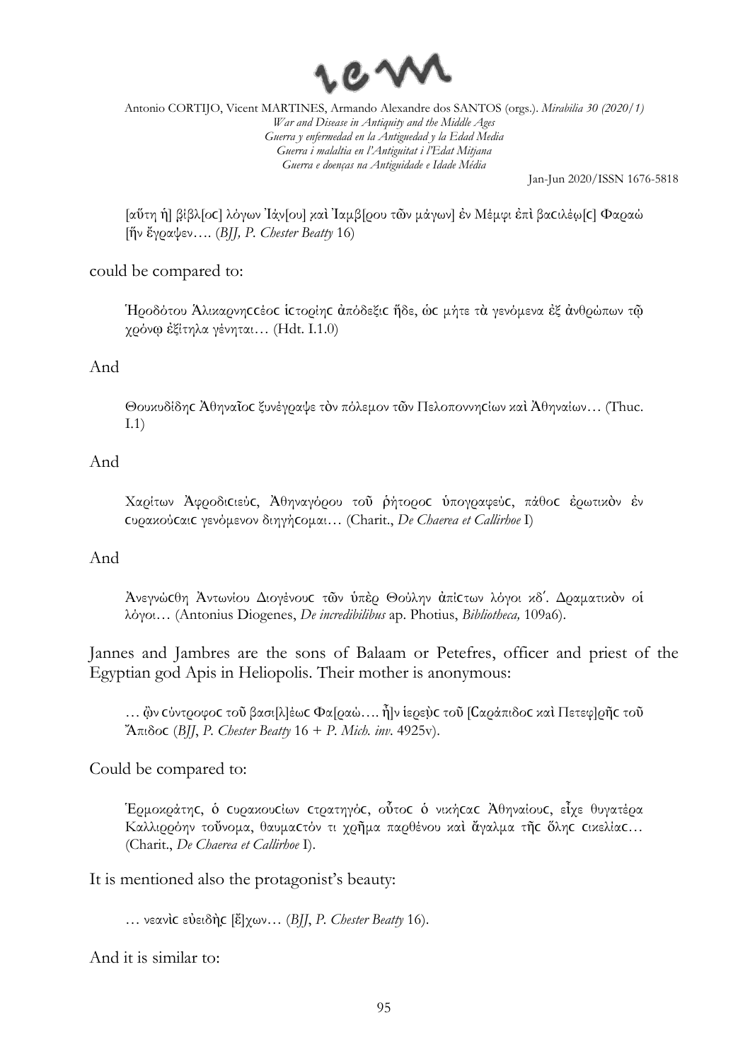[αὕτη ἡ] β̣ίβλ[οϲ] λόγων Ἰάν[ου] καὶ Ἰαμβ[ρου τῶν μάγων] ἐν Μέμφι ἐπὶ βαϲιλέω[ϲ] Φαραώ [ἥν ἔγραψεν…. (*BJJ, P. Chester Beatty* 16)

could be compared to:

Ἡροδότου Ἁλικαρνηϲϲέοϲ ἱϲτορίηϲ ἀπόδεξιϲ ἥδε, ὡϲ μήτε τὰ γενόμενα ἐξ ἀνθρώπων τῷ χρόνῳ ἐξίτηλα γένηται… (Hdt. I.1.0)

And

Θουκυδίδηϲ Ἀθηναῖοϲ ξυνέγραψε τὸν πόλεμον τῶν Πελοποννηϲίων καὶ Ἀθηναίων… (Thuc. I.1)

And

Χαρίτων Ἀφροδιϲιεύϲ, Ἀθηναγόρου τοῦ ῥήτοροϲ ὑπογραφεύϲ, πάθοϲ ἐρωτικὸν ἐν ϲυρακούϲαιϲ γενόμενον διηγήϲομαι… (Charit., *De Chaerea et Callirhoe* I)

And

Ἀνεγνώϲθη Ἀντωνίου Διογένουϲ τῶν ὑπὲρ Θούλην ἀπίϲτων λόγοι κδʹ. Δραματικὸν οἱ λόγοι… (Antonius Diogenes, *De incredibilibus* ap. Photius, *Bibliotheca,* 109a6).

Jannes and Jambres are the sons of Balaam or Petefres, officer and priest of the Egyptian god Apis in Heliopolis. Their mother is anonymous:

… ὧν ϲύντροφοϲ τοῦ βασι[λ]έωϲ Φα[ραώ…. ἦ]ν ἱερεὺϲ τοῦ [Ϲαράπιδοϲ καὶ Πετεφ]ρῆϲ τοῦ Ἄπιδοϲ (*BJJ*, *P. Chester Beatty* 16 + *P. Mich. inv.* 4925v).

Could be compared to:

Ἑρμοκράτηϲ, ὁ ϲυρακουϲίων ϲτρατηγόϲ, οὗτοϲ ὁ νικήϲαϲ Ἀθηναίουϲ, εἶχε θυγατέρα Καλλιρρόην τοὔνομα, θαυμαϲτόν τι χρῆμα παρθένου καὶ ἄγαλμα τῆϲ ὅληϲ ϲικελίαϲ… (Charit., *De Chaerea et Callirhoe* I).

It is mentioned also the protagonist's beauty:

… νεανὶϲ εὐειδὴϲ [ἔ]χων… (*BJJ*, *P. Chester Beatty* 16).

And it is similar to: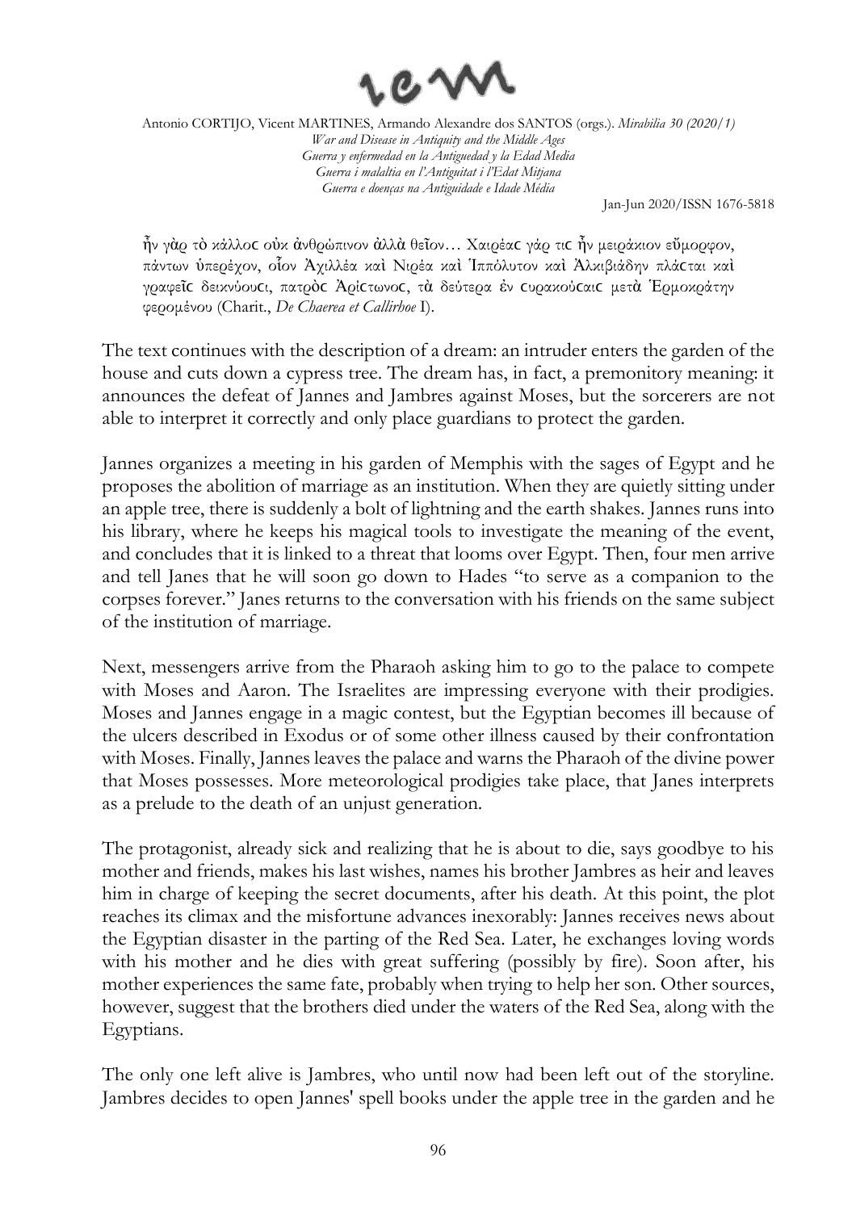ἦν γὰρ τὸ κάλλος οὐκ ἀνθρώπινον ἀλλὰ θεῖον… Χαιρέας γάρ τις ἦν μειράκιον εὔμορφον, πάντων ὑπερέχον, οἷον Ἀχιλλέα καὶ Νιρέα καὶ Ἱππόλυτον καὶ Ἀλκιβιάδην πλάσται καὶ γραφεῖς δεικνύουσι, πατρὸς Ἀρίστωνος, τὰ δεύτερα ἐν Συρακούσαις μετὰ Ἑρμοκράτην φερομένου (Charit., *De Chaerea et Callirhoe* I).

The text continues with the description of a dream: an intruder enters the garden of the house and cuts down a cypress tree. The dream has, in fact, a premonitory meaning: it announces the defeat of Jannes and Jambres against Moses, but the sorcerers are not able to interpret it correctly and only place guardians to protect the garden.

Jannes organizes a meeting in his garden of Memphis with the sages of Egypt and he proposes the abolition of marriage as an institution. When they are quietly sitting under an apple tree, there is suddenly a bolt of lightning and the earth shakes. Jannes runs into his library, where he keeps his magical tools to investigate the meaning of the event, and concludes that it is linked to a threat that looms over Egypt. Then, four men arrive and tell Janes that he will soon go down to Hades "to serve as a companion to the corpses forever." Janes returns to the conversation with his friends on the same subject of the institution of marriage.

Next, messengers arrive from the Pharaoh asking him to go to the palace to compete with Moses and Aaron. The Israelites are impressing everyone with their prodigies. Moses and Jannes engage in a magic contest, but the Egyptian becomes ill because of the ulcers described in Exodus or of some other illness caused by their confrontation with Moses. Finally, Jannes leaves the palace and warns the Pharaoh of the divine power that Moses possesses. More meteorological prodigies take place, that Janes interprets as a prelude to the death of an unjust generation.

The protagonist, already sick and realizing that he is about to die, says goodbye to his mother and friends, makes his last wishes, names his brother Jambres as heir and leaves him in charge of keeping the secret documents, after his death. At this point, the plot reaches its climax and the misfortune advances inexorably: Jannes receives news about the Egyptian disaster in the parting of the Red Sea. Later, he exchanges loving words with his mother and he dies with great suffering (possibly by fire). Soon after, his mother experiences the same fate, probably when trying to help her son. Other sources, however, suggest that the brothers died under the waters of the Red Sea, along with the Egyptians.

The only one left alive is Jambres, who until now had been left out of the storyline. Jambres decides to open Jannes' spell books under the apple tree in the garden and he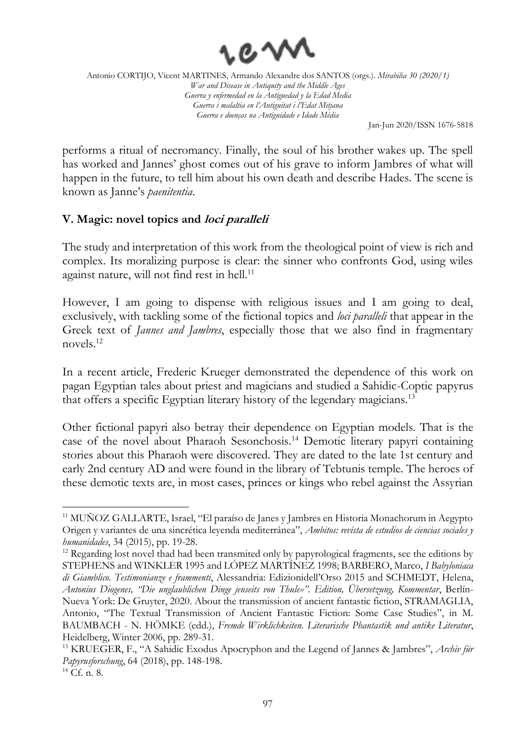performs a ritual of necromancy. Finally, the soul of his brother wakes up. The spell has worked and Jannes' ghost comes out of his grave to inform Jambres of what will happen in the future, to tell him about his own death and describe Hades. The scene is known as Janne's *paenitentia*.

## V. Magic: novel topics and *loci paralleli*

The study and interpretation of this work from the theological point of view is rich and complex. Its moralizing purpose is clear: the sinner who confronts God, using wiles against nature, will not find rest in hell.[11]

However, I am going to dispense with religious issues and I am going to deal, exclusively, with tackling some of the fictional topics and *loci paralleli* that appear in the Greek text of *Jannes and Jambres*, especially those that we also find in fragmentary novels.[12]

In a recent article, Frederic Krueger demonstrated the dependence of this work on pagan Egyptian tales about priest and magicians and studied a Sahidic-Coptic papyrus that offers a specific Egyptian literary history of the legendary magicians.[13]

Other fictional papyri also betray their dependence on Egyptian models. That is the case of the novel about Pharaoh Sesonchosis.[14] Demotic literary papyri containing stories about this Pharaoh were discovered. They are dated to the late 1st century and early 2nd century AD and were found in the library of Tebtunis temple. The heroes of these demotic texts are, in most cases, princes or kings who rebel against the Assyrian

---

[11] MUÑOZ GALLARTE, Israel, "El paraíso de Janes y Jambres en Historia Monachorum in Aegypto Origen y variantes de una sincrética leyenda mediterránea", *Ambitos: revista de estudios de ciencias sociales y humanidades*, 34 (2015), pp. 19-28.

[12] Regarding lost novel thad had been transmited only by papyrological fragments, see the editions by STEPHENS and WINKLER 1995 and LÓPEZ MARTÍNEZ 1998; BARBERO, Marco, *I Babyloniaca di Giamblico. Testimonianze e frammenti*, Alessandria: Edizionidell'Orso 2015 and SCHMEDT, Helena, *Antonius Diogenes, "Die unglaublichen Dinge jenseits von Thule»". Edition, Übersetzung, Kommentar*, Berlín-Nueva York: De Gruyter, 2020. About the transmission of ancient fantastic fiction, STRAMAGLIA, Antonio, "The Textual Transmission of Ancient Fantastic Fiction: Some Case Studies", in M. BAUMBACH - N. HÖMKE (edd.), *Fremde Wirklichkeiten. Literarische Phantastik und antike Literatur*, Heidelberg, Winter 2006, pp. 289-31.

[13] KRUEGER, F., "A Sahidic Exodus Apocryphon and the Legend of Jannes & Jambres", *Archiv für Papyrusforschung*, 64 (2018), pp. 148-198.

[14] Cf. n. 8.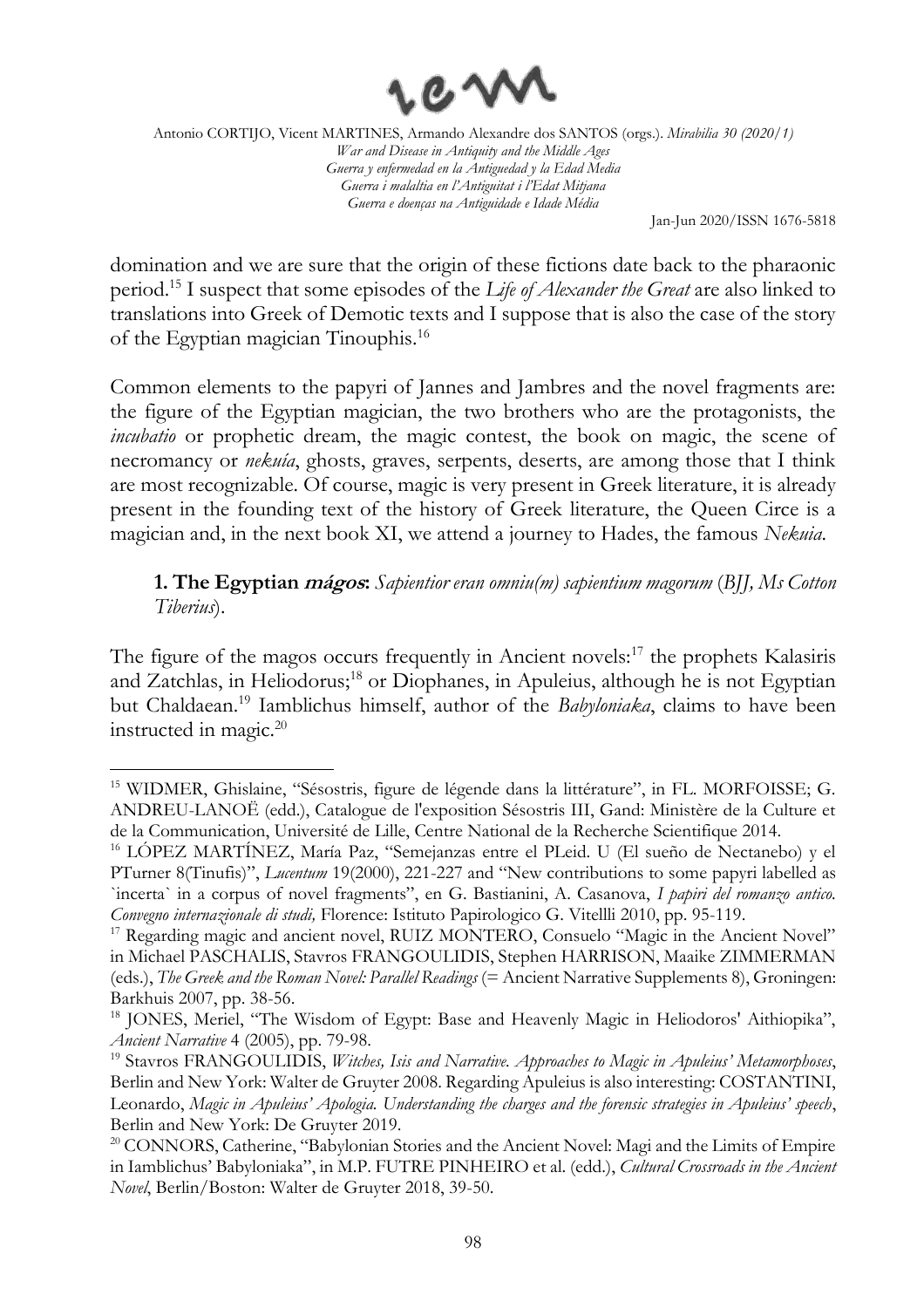domination and we are sure that the origin of these fictions date back to the pharaonic period.[15] I suspect that some episodes of the *Life of Alexander the Great* are also linked to translations into Greek of Demotic texts and I suppose that is also the case of the story of the Egyptian magician Tinouphis.[16]

Common elements to the papyri of Jannes and Jambres and the novel fragments are: the figure of the Egyptian magician, the two brothers who are the protagonists, the *incubatio* or prophetic dream, the magic contest, the book on magic, the scene of necromancy or *nekuía*, ghosts, graves, serpents, deserts, are among those that I think are most recognizable. Of course, magic is very present in Greek literature, it is already present in the founding text of the history of Greek literature, the Queen Circe is a magician and, in the next book XI, we attend a journey to Hades, the famous *Nekuia*.

### 1. The Egyptian ***mágos***: *Sapientior eran omniu(m) sapientium magorum* (*BJJ, Ms Cotton Tiberius*).

The figure of the magos occurs frequently in Ancient novels:[17] the prophets Kalasiris and Zatchlas, in Heliodorus;[18] or Diophanes, in Apuleius, although he is not Egyptian but Chaldaean.[19] Iamblichus himself, author of the *Babyloniaka*, claims to have been instructed in magic.[20]

---

[15] WIDMER, Ghislaine, "Sésostris, figure de légende dans la littérature", in FL. MORFOISSE; G. ANDREU-LANOË (edd.), Catalogue de l'exposition Sésostris III, Gand: Ministère de la Culture et de la Communication, Université de Lille, Centre National de la Recherche Scientifique 2014.

[16] LÓPEZ MARTÍNEZ, María Paz, "Semejanzas entre el PLeid. U (El sueño de Nectanebo) y el PTurner 8(Tinufis)", *Lucentum* 19(2000), 221-227 and "New contributions to some papyri labelled as `incerta` in a corpus of novel fragments", en G. Bastianini, A. Casanova, *I papiri del romanzo antico. Convegno internazionale di studi,* Florence: Istituto Papirologico G. Vitellli 2010, pp. 95-119.

[17] Regarding magic and ancient novel, RUIZ MONTERO, Consuelo "Magic in the Ancient Novel" in Michael PASCHALIS, Stavros FRANGOULIDIS, Stephen HARRISON, Maaike ZIMMERMAN (eds.), *The Greek and the Roman Novel: Parallel Readings* (= Ancient Narrative Supplements 8), Groningen: Barkhuis 2007, pp. 38-56.

[18] JONES, Meriel, "The Wisdom of Egypt: Base and Heavenly Magic in Heliodoros' Aithiopika", *Ancient Narrative* 4 (2005), pp. 79-98.

[19] Stavros FRANGOULIDIS, *Witches, Isis and Narrative. Approaches to Magic in Apuleius' Metamorphoses*, Berlin and New York: Walter de Gruyter 2008. Regarding Apuleius is also interesting: COSTANTINI, Leonardo, *Magic in Apuleius' Apologia. Understanding the charges and the forensic strategies in Apuleius' speech*, Berlin and New York: De Gruyter 2019.

[20] CONNORS, Catherine, "Babylonian Stories and the Ancient Novel: Magi and the Limits of Empire in Iamblichus' Babyloniaka", in M.P. FUTRE PINHEIRO et al. (edd.), *Cultural Crossroads in the Ancient Novel*, Berlin/Boston: Walter de Gruyter 2018, 39-50.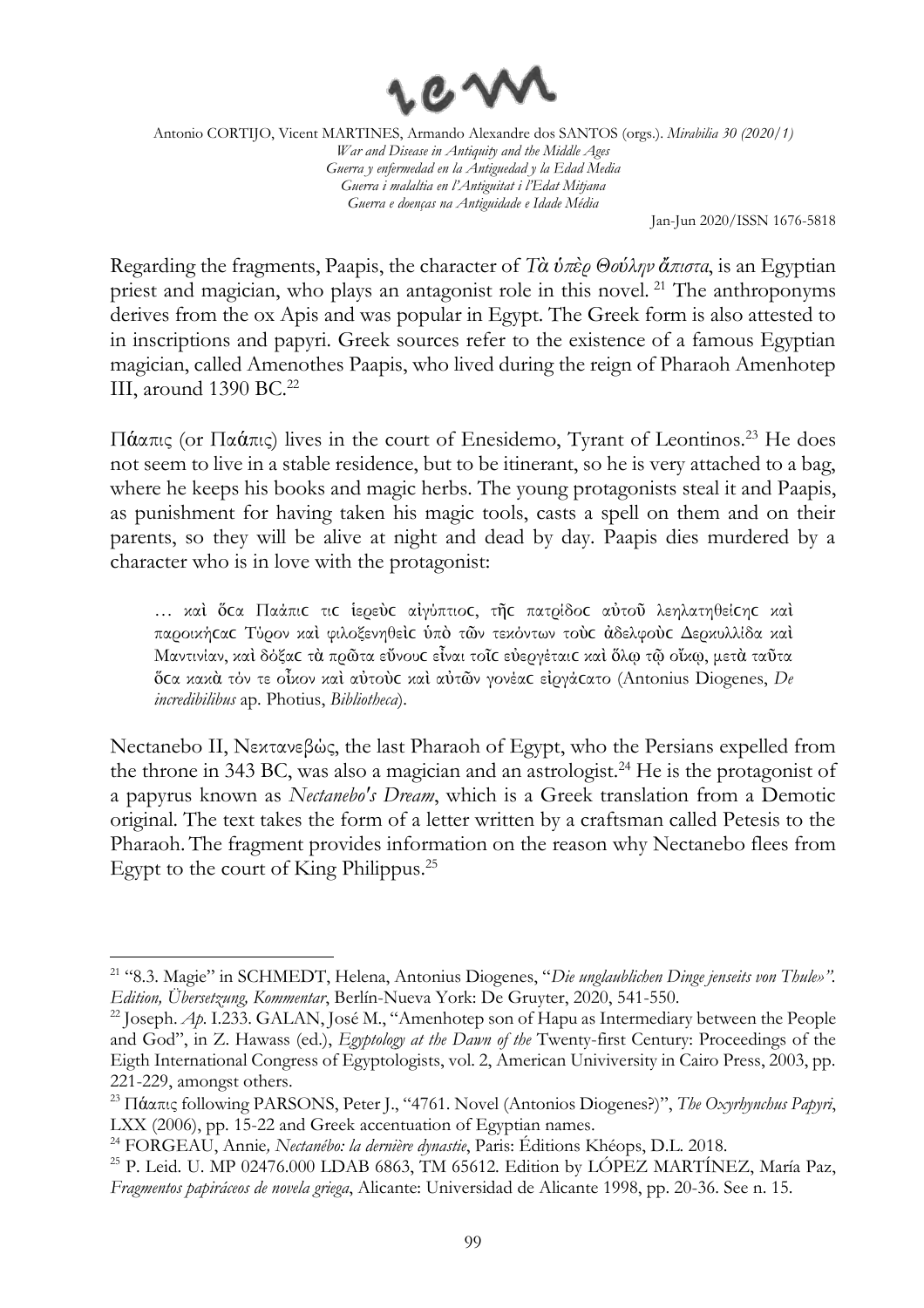Regarding the fragments, Paapis, the character of *Τὰ ὑπὲρ Θούλην ἄπιστα*, is an Egyptian priest and magician, who plays an antagonist role in this novel. [21] The anthroponyms derives from the ox Apis and was popular in Egypt. The Greek form is also attested to in inscriptions and papyri. Greek sources refer to the existence of a famous Egyptian magician, called Amenothes Paapis, who lived during the reign of Pharaoh Amenhotep III, around 1390 BC.[22]

Πάαπις (or Παάπις) lives in the court of Enesidemo, Tyrant of Leontinos.[23] He does not seem to live in a stable residence, but to be itinerant, so he is very attached to a bag, where he keeps his books and magic herbs. The young protagonists steal it and Paapis, as punishment for having taken his magic tools, casts a spell on them and on their parents, so they will be alive at night and dead by day. Paapis dies murdered by a character who is in love with the protagonist:

> … καὶ ὅϲα Παάπιϲ τιϲ ἱερεὺϲ αἰγύπτιοϲ, τῆϲ πατρίδοϲ αὐτοῦ λεηλατηθείϲηϲ καὶ παροικήϲαϲ Τύρον καὶ φιλοξενηθεὶϲ ὑπὸ τῶν τεκόντων τοὺϲ ἀδελφοὺϲ Δερκυλλίδα καὶ Μαντινίαν, καὶ δόξαϲ τὰ πρῶτα εὔνουϲ εἶναι τοῖϲ εὐεργέταιϲ καὶ ὅλῳ τῷ οἴκῳ, μετὰ ταῦτα ὅϲα κακὰ τόν τε οἶκον καὶ αὐτοὺϲ καὶ αὐτῶν γονέαϲ εἰργάϲατο (Antonius Diogenes, *De incredibilibus* ap. Photius, *Bibliotheca*).

Nectanebo II, Νεκτανεβώς, the last Pharaoh of Egypt, who the Persians expelled from the throne in 343 BC, was also a magician and an astrologist.[24] He is the protagonist of a papyrus known as *Nectanebo's Dream*, which is a Greek translation from a Demotic original. The text takes the form of a letter written by a craftsman called Petesis to the Pharaoh. The fragment provides information on the reason why Nectanebo flees from Egypt to the court of King Philippus.[25]

---

[21] "8.3. Magie" in SCHMEDT, Helena, Antonius Diogenes, "*Die unglaublichen Dinge jenseits von Thule»". Edition, Übersetzung, Kommentar*, Berlín-Nueva York: De Gruyter, 2020, 541-550.

[22] Joseph. *Ap*. I.233. GALAN, José M., "Amenhotep son of Hapu as Intermediary between the People and God", in Z. Hawass (ed.), *Egyptology at the Dawn of the* Twenty-first Century: Proceedings of the Eigth International Congress of Egyptologists, vol. 2, American Univiversity in Cairo Press, 2003, pp. 221-229, amongst others.

[23] Πάαπις following PARSONS, Peter J., "4761. Novel (Antonios Diogenes?)", *The Oxyrhynchus Papyri*, LXX (2006), pp. 15-22 and Greek accentuation of Egyptian names.

[24] FORGEAU, Annie*, Nectanébo: la dernière dynastie*, Paris: Éditions Khéops, D.L. 2018.

[25] P. Leid. U. MP 02476.000 LDAB 6863, TM 65612. Edition by LÓPEZ MARTÍNEZ, María Paz, *Fragmentos papiráceos de novela griega*, Alicante: Universidad de Alicante 1998, pp. 20-36. See n. 15.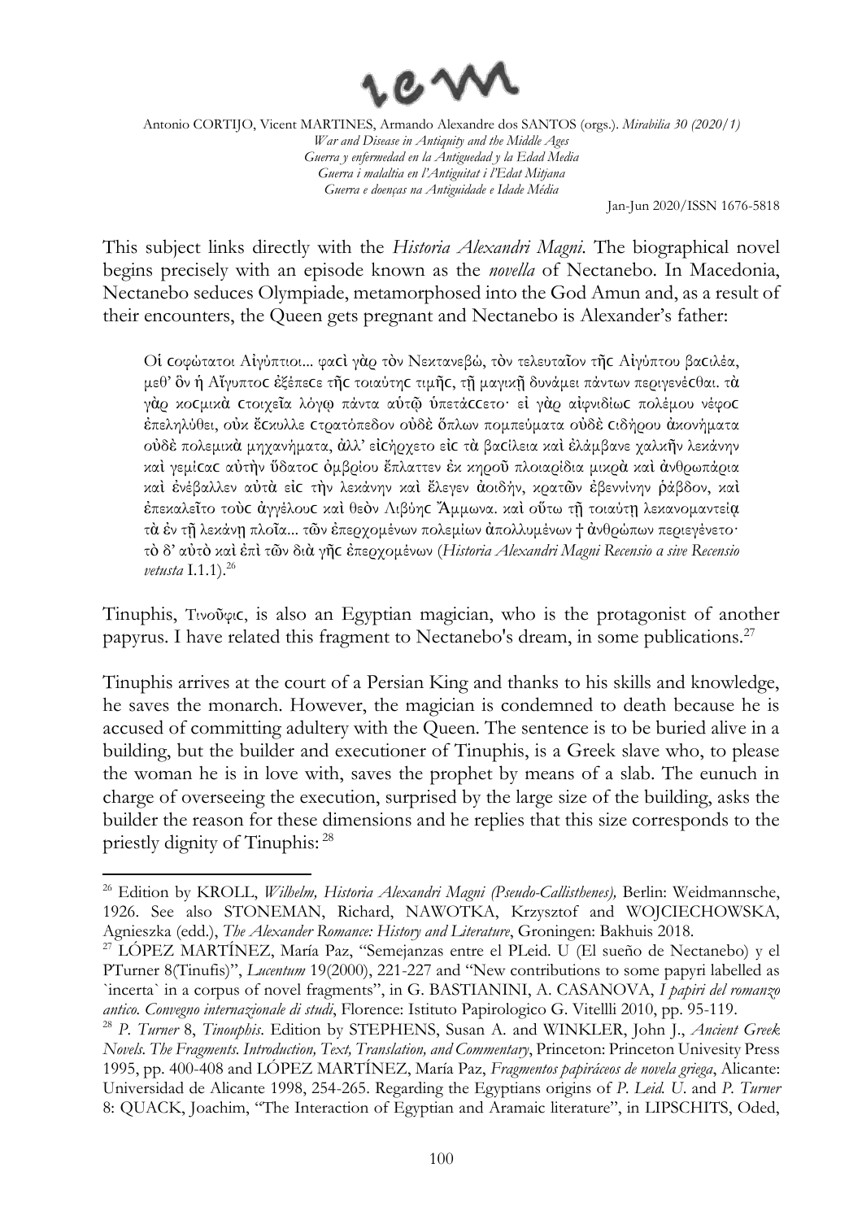This subject links directly with the *Historia Alexandri Magni*. The biographical novel begins precisely with an episode known as the *novella* of Nectanebo. In Macedonia, Nectanebo seduces Olympiade, metamorphosed into the God Amun and, as a result of their encounters, the Queen gets pregnant and Nectanebo is Alexander's father:

> Οἱ ϲοφώτατοι Αἰγύπτιοι... φαϲὶ γὰρ τὸν Νεκτανεβῶ, τὸν τελευταῖον τῆϲ Αἰγύπτου βαϲιλέα, μεθ' ὃν ἡ Αἴγυπτοϲ ἐξέπεϲε τῆϲ τοιαύτηϲ τιμῆϲ, τῇ μαγικῇ δυνάμει πάντων περιγενέϲθαι. τὰ γὰρ κοϲμικὰ ϲτοιχεῖα λόγῳ πάντα αὐτῷ ὑπετάϲϲετο· εἰ γὰρ αἰφνιδίωϲ πολέμου νέφοϲ ἐπεληλύθει, οὐκ ἔϲκυλλε ϲτρατόπεδον οὐδὲ ὅπλων πομπεύματα οὐδὲ ϲιδήρου ἀκονήματα οὐδὲ πολεμικὰ μηχανήματα, ἀλλ' εἰϲήρχετο εἰϲ τὰ βαϲίλεια καὶ ἐλάμβανε χαλκῆν λεκάνην καὶ γεμίϲαϲ αὐτὴν ὕδατοϲ ὀμβρίου ἔπλαττεν ἐκ κηροῦ πλοιαρίδια μικρὰ καὶ ἀνθρωπάρια καὶ ἐνέβαλλεν αὐτὰ εἰϲ τὴν λεκάνην καὶ ἔλεγεν ἀοιδήν, κρατῶν ἐβεννίνην ῥάβδον, καὶ ἐπεκαλεῖτο τοὺϲ ἀγγέλουϲ καὶ θεὸν Λιβύηϲ Ἄμμωνα. καὶ οὕτω τῇ τοιαύτῃ λεκανομαντείᾳ τὰ ἐν τῇ λεκάνῃ πλοῖα... τῶν ἐπερχομένων πολεμίων ἀπολλυμένων † ἀνθρώπων περιεγένετο· τὸ δ' αὐτὸ καὶ ἐπὶ τῶν διὰ γῆϲ ἐπερχομένων (*Historia Alexandri Magni Recensio a sive Recensio vetusta* I.1.1).[26]

Tinuphis, Τινοῦφιϲ, is also an Egyptian magician, who is the protagonist of another papyrus. I have related this fragment to Nectanebo's dream, in some publications.[27]

Tinuphis arrives at the court of a Persian King and thanks to his skills and knowledge, he saves the monarch. However, the magician is condemned to death because he is accused of committing adultery with the Queen. The sentence is to be buried alive in a building, but the builder and executioner of Tinuphis, is a Greek slave who, to please the woman he is in love with, saves the prophet by means of a slab. The eunuch in charge of overseeing the execution, surprised by the large size of the building, asks the builder the reason for these dimensions and he replies that this size corresponds to the priestly dignity of Tinuphis: [28]

---

[26] Edition by KROLL, *Wilhelm, Historia Alexandri Magni (Pseudo-Callisthenes),* Berlin: Weidmannsche, 1926. See also STONEMAN, Richard, NAWOTKA, Krzysztof and WOJCIECHOWSKA, Agnieszka (edd.), *The Alexander Romance: History and Literature*, Groningen: Bakhuis 2018.

[27] LÓPEZ MARTÍNEZ, María Paz, "Semejanzas entre el PLeid. U (El sueño de Nectanebo) y el PTurner 8(Tinufis)", *Lucentum* 19(2000), 221-227 and "New contributions to some papyri labelled as `incerta` in a corpus of novel fragments", in G. BASTIANINI, A. CASANOVA, *I papiri del romanzo antico. Convegno internazionale di studi*, Florence: Istituto Papirologico G. Vitellli 2010, pp. 95-119.

[28] *P. Turner* 8, *Tinouphis*. Edition by STEPHENS, Susan A. and WINKLER, John J., *Ancient Greek Novels. The Fragments. Introduction, Text, Translation, and Commentary*, Princeton: Princeton Univesity Press 1995, pp. 400-408 and LÓPEZ MARTÍNEZ, María Paz, *Fragmentos papiráceos de novela griega*, Alicante: Universidad de Alicante 1998, 254-265. Regarding the Egyptians origins of *P. Leid. U.* and *P. Turner* 8: QUACK, Joachim, "The Interaction of Egyptian and Aramaic literature", in LIPSCHITS, Oded,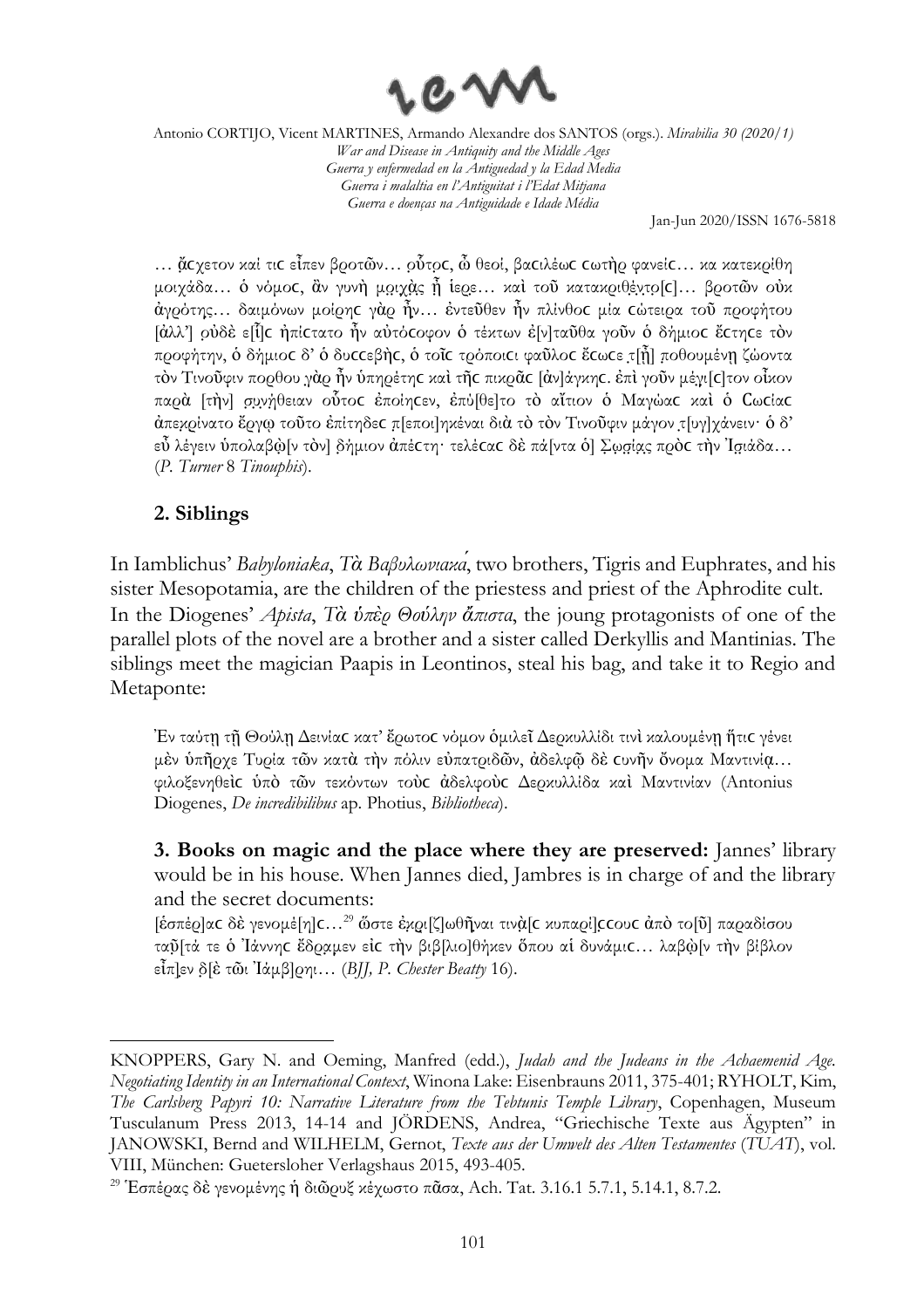… ἄϲχετον καί τιϲ εἶπεν βροτῶν… ρῦτρϲ, ὦ θεοί, βαϲιλέωϲ ϲωτὴρ φανείϲ… κα κατεκρίθη μοιχάδα… ὁ νόμοϲ, ἂν γυνὴ μοιχᾶς ἢ ἱερε… καὶ τοῦ κατακριθέντο[ϲ]… βροτῶν οὐκ ἀγρότης… δαιμόνων μοίρηϲ γὰρ ἦν… ἐντεῦθεν ἦν πλῖνθοϲ μία ϲώτειρα τοῦ προφήτου [ἀλλ'] ουδὲ ε[ἷ]ϲ ἠπίϲτατο ἦν αὐτόϲοφον ὁ τέκτων ἐ[ν]ταῦθα γοῦν ὁ δῆμοϲ ἔϲτηϲε τὸν προφήτην, ὁ δῆμοϲ δ' ὁ δυϲϲεβὴϲ, ὁ τοῖϲ τρόποιϲι φαῦλοϲ ἔϲωϲε τ[ῇ] ποθουμένῃ ζῶντα τὸν Τινοῦφιν πορθου γὰρ ἦν ὑπηρέτηϲ καὶ τῆϲ πικρᾶϲ [ἀν]άγκηϲ. ἐπὶ γοῦν μέγι[ϲ]τον οἶκον παρὰ [τὴν] συνήθειαν οὗτοϲ ἐποίηϲεν, ἐπύ[θε]το τὸ αἴτιον ὁ Μαγώαϲ καὶ ὁ Cωϲίαϲ ἀπεκρίνατο ἔργῳ τοῦτο ἐπίτηδεϲ π[εποι]ηκέναι διὰ τὸ τὸν Τινοῦφιν μάγον τ[υγ]χάνειν· ὁ δ' εὖ λέγειν ὑπολαβὼ[ν τὸν] δήμιον ἀπέϲτη· τελέϲαϲ δὲ πά[ντα ὁ] Σωσίας πρὸϲ τὴν Ἰσιάδα… (*P. Turner* 8 *Tinouphis*).

## 2. Siblings

In Iamblichus' *Babyloniaka*, *Τὰ Βαβυλωνιακά*, two brothers, Tigris and Euphrates, and his sister Mesopotamia, are the children of the priestess and priest of the Aphrodite cult. In the Diogenes' *Apista*, *Τὰ ὑπὲρ Θούλην ἄπιστα*, the joung protagonists of one of the parallel plots of the novel are a brother and a sister called Derkyllis and Mantinias. The siblings meet the magician Paapis in Leontinos, steal his bag, and take it to Regio and Metaponte:

Ἐν ταύτῃ τῇ Θούλῃ Δεινίαϲ κατ' ἔρωτοϲ νόμον ὁμιλεῖ Δερκυλλίδι τινὶ καλουμένῃ ἥτιϲ γένει μὲν ὑπῆρχε Τυρία τῶν κατὰ τὴν πόλιν εὐπατριδῶν, ἀδελφῷ δὲ ϲυνῆν ὄνομα Μαντινίᾳ… φιλοξενηθεὶϲ ὑπὸ τῶν τεκόντων τοὺϲ ἀδελφοὺϲ Δερκυλλίδα καὶ Μαντινίαν (Antonius Diogenes, *De incredibilibus* ap. Photius, *Bibliotheca*).

**3. Books on magic and the place where they are preserved:** Jannes' library would be in his house. When Jannes died, Jambres is in charge of and the library and the secret documents:

[ἑσπέρ]αϲ δὲ γενομέ[ν]ηϲ…[29] ὥστε ἐκρι[ζ]ωθῆναι τινὰ[ϲ κυπαρί]ϲϲουϲ ἀπὸ το[ῦ] παραδίσου ταῦ[τά τε ὁ Ἰάννηϲ ἔδραμεν εἰϲ τὴν βιβ[λιο]θήκεν ὅπου αἱ δυνάμιϲ… λαβὼ[ν τὴν βίβλον εἶπ]εν δ[ὲ τῶι Ἰάμβ]ρηι… (*BJJ, P. Chester Beatty* 16).

---

KNOPPERS, Gary N. and Oeming, Manfred (edd.), *Judah and the Judeans in the Achaemenid Age. Negotiating Identity in an International Context*, Winona Lake: Eisenbrauns 2011, 375-401; RYHOLT, Kim, *The Carlsberg Papyri 10: Narrative Literature from the Tebtunis Temple Library*, Copenhagen, Museum Tusculanum Press 2013, 14-14 and JÖRDENS, Andrea, "Griechische Texte aus Ägypten" in JANOWSKI, Bernd and WILHELM, Gernot, *Texte aus der Umwelt des Alten Testamentes* (*TUAT*), vol. VIII, München: Guetersloher Verlagshaus 2015, 493-405.

[29] Ἑσπέρας δὲ γενομένης ἡ διῶρυξ κέχωστο πᾶσα, Ach. Tat. 3.16.1 5.7.1, 5.14.1, 8.7.2.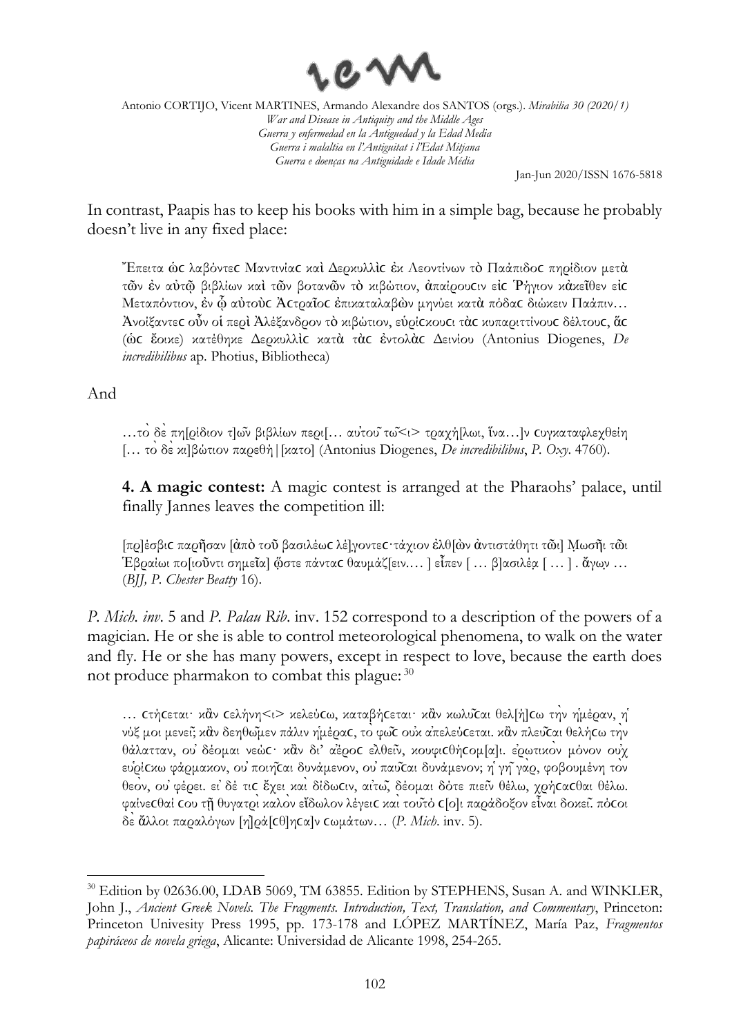In contrast, Paapis has to keep his books with him in a simple bag, because he probably doesn't live in any fixed place:

> Ἔπειτα ὡϲ λαβόντεϲ Μαντινίαϲ καὶ Δερκυλλὶϲ ἐκ Λεοντίνων τὸ Παάπιδοϲ πηρίδιον μετὰ τῶν ἐν αὐτῷ βιβλίων καὶ τῶν βοτανῶν τὸ κιβώτιον, ἀπαίρουϲιν εἰϲ Ῥήγιον κἀκεῖθεν εἰϲ Μεταπόντιον, ἐν ᾧ αὐτοὺϲ Ἀϲτραῖοϲ ἐπικαταλαβὼν μηνύει κατὰ πόδαϲ διώκειν Παάπιν… Ἀνοίξαντεϲ οὖν οἱ περὶ Ἀλέξανδρον τὸ κιβώτιον, εὑρίϲκουϲι τὰϲ κυπαριττίνουϲ δέλτουϲ, ἅϲ (ὡϲ ἔοικε) κατέθηκε Δερκυλλὶϲ κατὰ τὰϲ ἐντολὰϲ Δεινίου (Antonius Diogenes, *De incredibilibus* ap. Photius, Bibliotheca)

And

> …τὸ δὲ πη[ρίδιον τ]ῶν βιβλίων περι[… αὐτοῦ τῶ<ι> τραχή[λωι, ἵνα…]ν ϲυγκαταφλεχθείη [… τὸ δὲ κι]βώτιον παρεθὴ||[κατο] (Antonius Diogenes, *De incredibilibus*, *P. Oxy*. 4760).

> **4. A magic contest:** A magic contest is arranged at the Pharaohs' palace, until finally Jannes leaves the competition ill:
>
> [πρ]έϲβιϲ παρῆϲαν [ἀπὸ τοῦ βαϲιλέωϲ λέ]γοντεϲ·τάχιον ἐλθ[ὼν ἀντιϲτάθητι τῶι] Μωϲῆι τῶι Ἑβραίωι πο[ιοῦντι ϲημεῖα] ὥϲτε πάνταϲ θαυμάζ[ειν.… ] εἶπεν [ … β]αϲιλέα [ … ] . ἄγων … (*BJJ, P. Chester Beatty* 16).

*P. Mich. inv*. 5 and *P. Palau Rib*. inv. 152 correspond to a description of the powers of a magician. He or she is able to control meteorological phenomena, to walk on the water and fly. He or she has many powers, except in respect to love, because the earth does not produce pharmakon to combat this plague: [30]

> … ϲτήϲεται· κἂν ϲελήνη<ι> κελεύϲω, καταβήϲεται· κἂν κωλῦϲαι θελ[ή]ϲω τὴν ἡμέραν, ἡ νύξ μοι μενεῖ; κἂν δεηθῶμεν πάλιν ἡμέραϲ, τὸ φῶϲ οὐκ ἀπελεύϲεται. κἂν πλεῦϲαι θελήϲω τὴν θάλατταν, οὐ δέομαι νεώϲ· κἂν δι' ἀέροϲ ἐλθεῖν, κουφιϲθήϲομ[α]ι. ἐρωτικὸν μόνον οὐχ εὑρίϲκω φάρμακον, οὐ ποιῆϲαι δυνάμενον, οὐ παῦϲαι δυνάμενον; ἡ γῆ γάρ, φοβουμένη τὸν θεόν, οὐ φέρει. εἰ δέ τιϲ ἔχει καὶ δίδωϲιν, αἰτῶ, δέομαι δότε πιεῖν θέλω, χρήϲαϲθαι θέλω. φαίνεϲθαί ϲου τῇ θυγατρὶ καλὸν εἴδωλον λέγειϲ καὶ τοῦτό ϲ[ο]ι παράδοξον εἶναι δοκεῖ. πόϲοι δὲ ἄλλοι παραλόγων [ἠ]ρά[ϲθ]ηϲα]ν ϲωμάτων… (*P. Mich*. inv. 5).

---

[30] Edition by 02636.00, LDAB 5069, TM 63855. Edition by STEPHENS, Susan A. and WINKLER, John J., *Ancient Greek Novels. The Fragments. Introduction, Text, Translation, and Commentary*, Princeton: Princeton Univesity Press 1995, pp. 173-178 and LÓPEZ MARTÍNEZ, María Paz, *Fragmentos papiráceos de novela griega*, Alicante: Universidad de Alicante 1998, 254-265.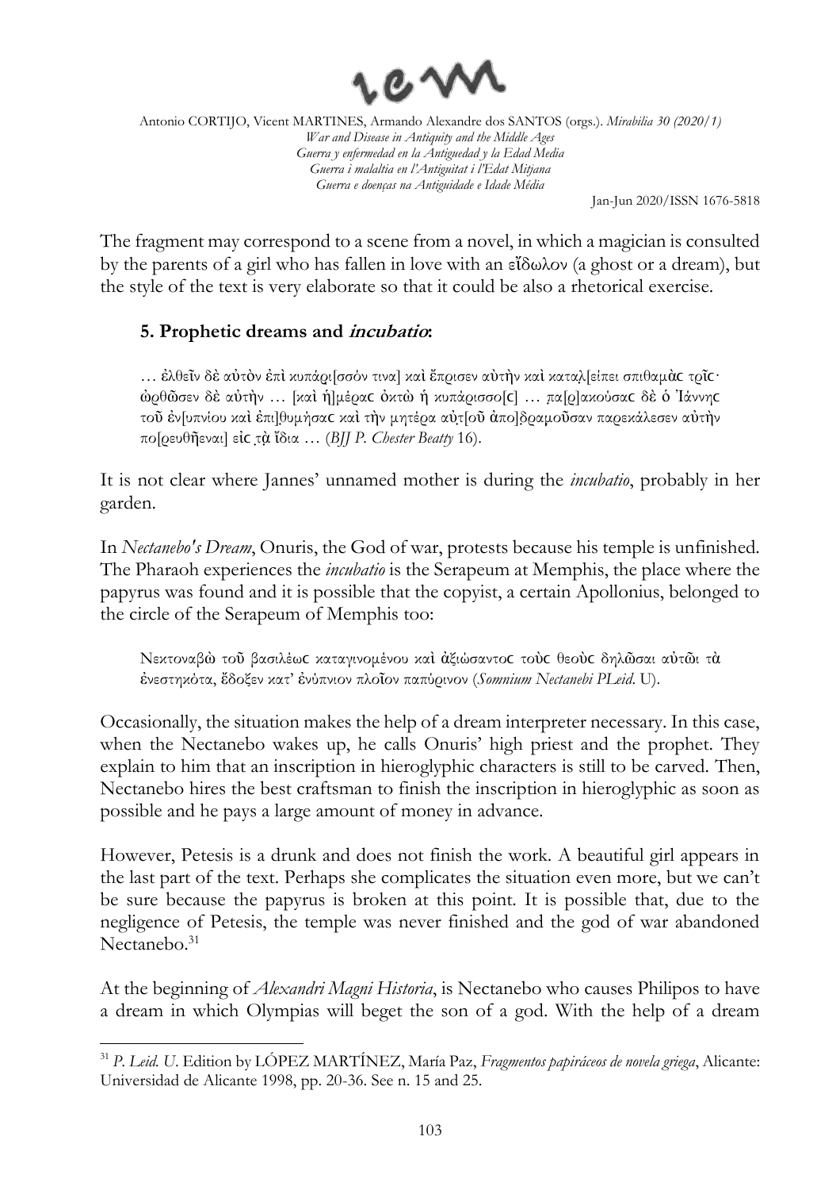The fragment may correspond to a scene from a novel, in which a magician is consulted by the parents of a girl who has fallen in love with an εἴδωλον (a ghost or a dream), but the style of the text is very elaborate so that it could be also a rhetorical exercise.

### 5. Prophetic dreams and *incubatio*:

… ἐλθεῖν δὲ αὐτὸν ἐπὶ κυπάρι[σσόν τινα] καὶ ἔπρισεν αὐτὴν καὶ καταλ[είπει σπιθαμὰϲ τρῖϲ· ὠρθῶσεν δὲ αὐτὴν … [καὶ ἡ]μέραϲ ὀκτὼ ἡ κυπάρισσο[ϲ] … πα[ρ]ακούσαϲ δὲ ὁ Ἰάννηϲ τοῦ ἐν[υπνίου καὶ ἐπι]θυμήσαϲ καὶ τὴν μητέρα αὐτ[οῦ ἀπο]δραμοῦσαν παρεκάλεσεν αὐτὴν πο[ρευθῆεναι] εἰϲ τὰ ἴδια … (*BJJ P. Chester Beatty* 16).

It is not clear where Jannes' unnamed mother is during the *incubatio*, probably in her garden.

In *Nectanebo's Dream*, Onuris, the God of war, protests because his temple is unfinished. The Pharaoh experiences the *incubatio* is the Serapeum at Memphis, the place where the papyrus was found and it is possible that the copyist, a certain Apollonius, belonged to the circle of the Serapeum of Memphis too:

Νεκτοναβὼ τοῦ βασιλέωϲ καταγινομένου καὶ ἀξιώσαντοϲ τοὺϲ θεοὺϲ δηλῶσαι αὐτῶι τὰ ἐνεστηκότα, ἔδοξεν κατ' ἐνύπνιον πλοῖον παπύρινον (*Somnium Nectanebi PLeid.* U).

Occasionally, the situation makes the help of a dream interpreter necessary. In this case, when the Nectanebo wakes up, he calls Onuris' high priest and the prophet. They explain to him that an inscription in hieroglyphic characters is still to be carved. Then, Nectanebo hires the best craftsman to finish the inscription in hieroglyphic as soon as possible and he pays a large amount of money in advance.

However, Petesis is a drunk and does not finish the work. A beautiful girl appears in the last part of the text. Perhaps she complicates the situation even more, but we can't be sure because the papyrus is broken at this point. It is possible that, due to the negligence of Petesis, the temple was never finished and the god of war abandoned Nectanebo.[31]

At the beginning of *Alexandri Magni Historia*, is Nectanebo who causes Philipos to have a dream in which Olympias will beget the son of a god. With the help of a dream

[31] *P. Leid. U*. Edition by LÓPEZ MARTÍNEZ, María Paz, *Fragmentos papiráceos de novela griega*, Alicante: Universidad de Alicante 1998, pp. 20-36. See n. 15 and 25.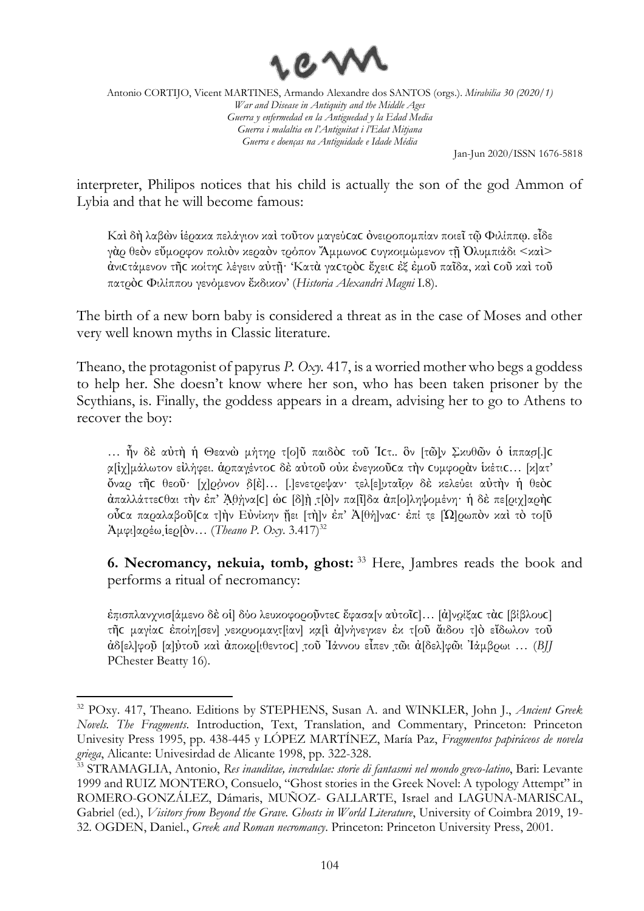interpreter, Philipos notices that his child is actually the son of the god Ammon of Lybia and that he will become famous:

> Καὶ δὴ λαβὼν ἱέρακα πελάγιον καὶ τοῦτον μαγεύϲαϲ ὀνειροπομπίαν ποιεῖ τῷ Φιλίππῳ. εἶδε γὰρ θεὸν εὔμορφον πολιὸν κεραὸν τρόπον Ἄμμωνοϲ ϲυγκοιμώμενον τῇ Ὀλυμπιάδι <καὶ> ἀνιϲτάμενον τῆϲ κοίτηϲ λέγειν αὐτῇ· 'Κατὰ γαϲτρὸϲ ἔχειϲ ἐξ ἐμοῦ παῖδα, καὶ ϲοῦ καὶ τοῦ πατρὸϲ Φιλίππου γενόμενον ἔκδικον' (*Historia Alexandri Magni* I.8).

The birth of a new born baby is considered a threat as in the case of Moses and other very well known myths in Classic literature.

Theano, the protagonist of papyrus *P. Oxy.* 417, is a worried mother who begs a goddess to help her. She doesn't know where her son, who has been taken prisoner by the Scythians, is. Finally, the goddess appears in a dream, advising her to go to Athens to recover the boy:

> … ἦν δὲ αὐτὴ ἡ Θεανὼ μήτηρ τ[ο]ῦ παιδὸϲ τοῦ Ἴϲτ.. ὃν [τῶ]ν Σκυθῶν ὁ ἱππαϲ[.]ϲ α[ἰχ]μάλωτον εἰλήφει. ἁρπαγέντοϲ δὲ αὐτοῦ οὐκ ἐνεγκοῦϲα τὴν ϲυμφορὰν ἱκέτιϲ… [κ]ατ' ὄναρ τῆϲ θεοῦ· [χ]ρόνον δ[ὲ]… [.]ενετρεψαν· τελ[ε]υταῖον δὲ κελεύει αὐτὴν ἡ θεὸϲ ἀπαλλάττεϲθαι τὴν ἐπ' Ἀθήνα[ϲ] ὡϲ [δ]ὴ τ[ὸ]ν πα[ῖ]δα ἀπ[ο]ληψομένη· ἡ δὲ πε[ριχ]αρὴϲ οὖϲα παραλαβοῦ[ϲα τ]ὴν Εὐνίκην ἥει [τὴ]ν ἐπ' Ἀ[θή]ναϲ· ἐπί τε [Ὠ]ρωπὸν καὶ τὸ το[ῦ Ἀμφι]αρέω ἱερ[ὸν… (*Theano P. Oxy.* 3.417)[32]

**6. Necromancy, nekuia, tomb, ghost:** [33] Here, Jambres reads the book and performs a ritual of necromancy:

> ἐπισπλανχνισ[άμενο δὲ οἱ] δύο λευκοφοροῦντεϲ ἔφαϲα[ν αὐτοῖϲ]… [ἀ]νοίξαϲ τὰϲ [βίβλουϲ] τῆϲ μαγίαϲ ἐποίη[σεν] νεκρυομαντ[ίαν] κα[ὶ ἀ]νήνεγκεν ἐκ τ[οῦ ἄιδου τ]ὸ εἴδωλον τοῦ ἀδ[ελ]φοῦ [α]ὐτοῦ καὶ ἀποκρ[ιθέντοϲ] τοῦ Ἰάννου εἶπεν τῶι ἀ[δελ]φῶι Ἰάμβρωι … (*BJJ* PChester Beatty 16).

---

[32] POxy. 417, Theano. Editions by STEPHENS, Susan A. and WINKLER, John J., *Ancient Greek Novels. The Fragments*. Introduction, Text, Translation, and Commentary, Princeton: Princeton Univesity Press 1995, pp. 438-445 y LÓPEZ MARTÍNEZ, María Paz, *Fragmentos papiráceos de novela griega*, Alicante: Univesirdad de Alicante 1998, pp. 322-328.

[33] STRAMAGLIA, Antonio, *Res inauditae, incredulae: storie di fantasmi nel mondo greco-latino*, Bari: Levante 1999 and RUIZ MONTERO, Consuelo, "Ghost stories in the Greek Novel: A typology Attempt" in ROMERO-GONZÁLEZ, Dámaris, MUÑOZ- GALLARTE, Israel and LAGUNA-MARISCAL, Gabriel (ed.), *Visitors from Beyond the Grave. Ghosts in World Literature*, University of Coimbra 2019, 19-32. OGDEN, Daniel., *Greek and Roman necromancy*. Princeton: Princeton University Press, 2001.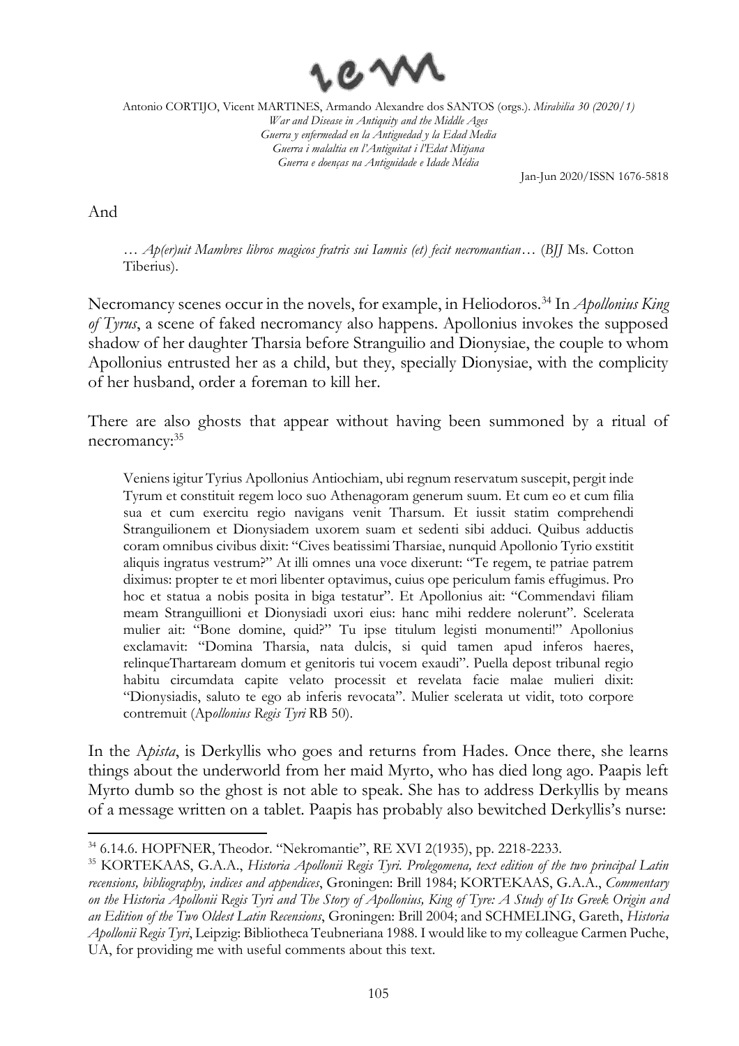And

> … *Ap(er)uit Mambres libros magicos fratris sui Iamnis (et) fecit necromantian*… (*BJJ* Ms. Cotton Tiberius).

Necromancy scenes occur in the novels, for example, in Heliodoros.[34] In *Apollonius King of Tyrus*, a scene of faked necromancy also happens. Apollonius invokes the supposed shadow of her daughter Tharsia before Stranguilio and Dionysiae, the couple to whom Apollonius entrusted her as a child, but they, specially Dionysiae, with the complicity of her husband, order a foreman to kill her.

There are also ghosts that appear without having been summoned by a ritual of necromancy:[35]

> Veniens igitur Tyrius Apollonius Antiochiam, ubi regnum reservatum suscepit, pergit inde Tyrum et constituit regem loco suo Athenagoram generum suum. Et cum eo et cum filia sua et cum exercitu regio navigans venit Tharsum. Et iussit statim comprehendi Stranguilionem et Dionysiadem uxorem suam et sedenti sibi adduci. Quibus adductis coram omnibus civibus dixit: "Cives beatissimi Tharsiae, nunquid Apollonio Tyrio exstitit aliquis ingratus vestrum?" At illi omnes una voce dixerunt: "Te regem, te patriae patrem diximus: propter te et mori libenter optavimus, cuius ope periculum famis effugimus. Pro hoc et statua a nobis posita in biga testatur". Et Apollonius ait: "Commendavi filiam meam Stranguillioni et Dionysiadi uxori eius: hanc mihi reddere nolerunt". Scelerata mulier ait: "Bone domine, quid?" Tu ipse titulum legisti monumenti!" Apollonius exclamavit: "Domina Tharsia, nata dulcis, si quid tamen apud inferos haeres, relinqueThartaream domum et genitoris tui vocem exaudi". Puella depost tribunal regio habitu circumdata capite velato processit et revelata facie malae mulieri dixit: "Dionysiadis, saluto te ego ab inferis revocata". Mulier scelerata ut vidit, toto corpore contremuit (Ap*ollonius Regis Tyri* RB 50).

In the A*pista*, is Derkyllis who goes and returns from Hades. Once there, she learns things about the underworld from her maid Myrto, who has died long ago. Paapis left Myrto dumb so the ghost is not able to speak. She has to address Derkyllis by means of a message written on a tablet. Paapis has probably also bewitched Derkyllis's nurse:

---

[34] 6.14.6. HOPFNER, Theodor. "Nekromantie", RE XVI 2(1935), pp. 2218-2233.

[35] KORTEKAAS, G.A.A., *Historia Apollonii Regis Tyri. Prolegomena, text edition of the two principal Latin recensions, bibliography, indices and appendices*, Groningen: Brill 1984; KORTEKAAS, G.A.A., *Commentary on the Historia Apollonii Regis Tyri and The Story of Apollonius, King of Tyre: A Study of Its Greek Origin and an Edition of the Two Oldest Latin Recensions*, Groningen: Brill 2004; and SCHMELING, Gareth, *Historia Apollonii Regis Tyri*, Leipzig: Bibliotheca Teubneriana 1988. I would like to my colleague Carmen Puche, UA, for providing me with useful comments about this text.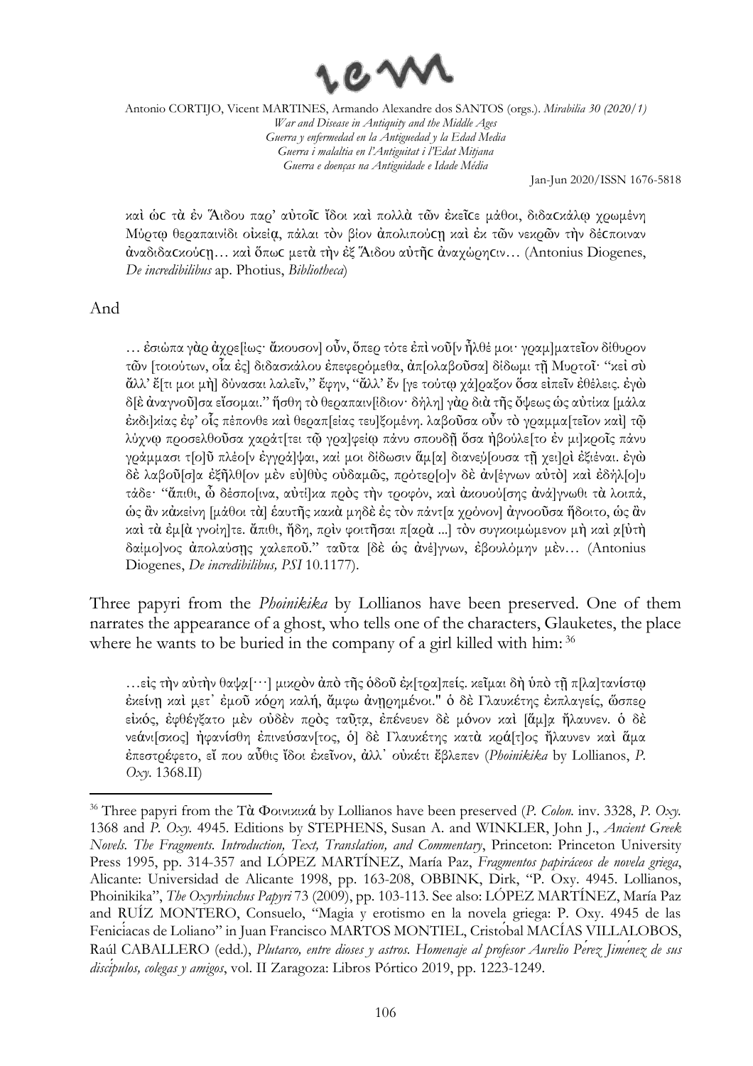καὶ ὡς τὰ ἐν Ἅιδου παρ' αὐτοῖς ἴδοι καὶ πολλὰ τῶν ἐκεῖϲε μάθοι, διδαϲκάλῳ χρωμένη Μύρτῳ θεραπαινίδι οἰκείᾳ, πάλαι τὸν βίον ἀπολιπούϲῃ καὶ ἐκ τῶν νεκρῶν τὴν δέϲποιναν ἀναδιδαϲκούϲῃ… καὶ ὅπωϲ μετὰ τὴν ἐξ Ἅιδου αὐτῆϲ ἀναχώρηϲιν… (Antonius Diogenes, *De incredibilibus* ap. Photius, *Bibliotheca*)

And

… ἐσιώπα γὰρ ἀχρε[ίως· ἄκουσον] οὖν, ὅπερ τότε ἐπὶ νοῦ[ν ἦλθέ μοι· γραμ]ματεῖον δίθυρον τῶν [τοιούτων, οἷα ἐς] διδασκάλου ἐπεφερόμεθα, ἀπ[ολαβοῦσα] δίδωμι τῇ Μυρτοῖ· "κεἰ σὺ ἄλλ' ἔ[τι μοι μὴ] δύνασαι λαλεῖν," ἔφην, "ἄλλ' ἔν [γε τούτῳ χά]ραξον ὅσα εἰπεῖν ἐθέλεις. ἐγὼ δ[ὲ ἀναγνοῦ]σα εἴσομαι." ἥσθη τὸ θεραπαιν[ίδιον· δήλη] γὰρ διὰ τῆς ὄψεως ὡς αὐτίκα [μάλα ἐκδι]κίας ἐφ' οἷς πέπονθε καὶ θεραπ[είας τευ]ξομένη. λαβοῦσα οὖν τὸ γραμμα[τεῖον καὶ] τῷ λύχνῳ προσελθοῦσα χαράτ[τει τῷ γρα]φείῳ πάνυ σπουδῇ ὅσα ἠβούλε[το ἐν μι]κροῖς πάνυ γράμμασι τ[ο]ῦ πλέο[ν ἐγγρά]ψαι, καί μοι δίδωσιν ἅμ[α] διανεύ[ουσα τῇ χει]ρὶ ἐξιέναι. ἐγὼ δὲ λαβοῦ[σ]α ἐξῆλθ[ον μὲν εὐ]θὺς οὐδαμῶς, πρότερ[ο]ν δὲ ἀν[έγνων αὐτὸ] καὶ ἐδήλ[ο]υ τάδε· "ἄπιθι, ὦ δέσπο[ινα, αὐτί]κα πρὸς τὴν τροφόν, καὶ ἀκουού[σης ἀνά]γνωθι τὰ λοιπά, ὡς ἂν κἀκείνη [μάθοι τὰ] ἑαυτῆς κακὰ μηδὲ ἐς τὸν πάντ[α χρόνον] ἀγνοοῦσα ἥδοιτο, ὡς ἂν καὶ τὰ ἐμ[ὰ γνοίη]τε. ἄπιθι, ἤδη, πρὶν φοιτῆσαι π[αρὰ ...] τὸν συγκοιμώμενον μὴ καὶ α[ὐτὴ δαίμο]νος ἀπολαύσῃς χαλεποῦ." ταῦτα [δὲ ὡς ἀνέ]γνων, ἐβουλόμην μὲν… (Antonius Diogenes, *De incredibilibus, PSI* 10.1177).

Three papyri from the *Phoinikika* by Lollianos have been preserved. One of them narrates the appearance of a ghost, who tells one of the characters, Glauketes, the place where he wants to be buried in the company of a girl killed with him:[36]

…εἰς τὴν αὐτὴν θαψα[···] μικρὸν ἀπὸ τῆς ὁδοῦ ἐκ[τρα]πείς. κεῖμαι δὴ ὑπὸ τῇ π[λα]τανίστῳ ἐκείνῃ καὶ μετ᾽ ἐμοῦ κόρη καλή, ἄμφω ἀνῃρημένοι." ὁ δὲ Γλαυκέτης ἐκπλαγείς, ὥσπερ εἰκός, ἐφθέγξατο μὲν οὐδὲν πρὸς ταῦτα, ἐπένευεν δὲ μόνον καὶ [ἅμ]α ἤλαυνεν. ὁ δὲ νεάνι[σκος] ἠφανίσθη ἐπινεύσαν[τος, ὁ] δὲ Γλαυκέτης κατὰ κρά[τ]ος ἤλαυνε καὶ ἅμα ἐπεστρέφετο, εἴ που αὖθις ἴδοι ἐκεῖνον, ἀλλ᾽ οὐκέτι ἔβλεπεν (*Phoinikika* by Lollianos, *P. Oxy.* 1368.II)

[36] Three papyri from the Τὰ Φοινικικά by Lollianos have been preserved (*P. Colon.* inv. 3328, *P. Oxy.* 1368 and *P. Oxy.* 4945. Editions by STEPHENS, Susan A. and WINKLER, John J., *Ancient Greek Novels. The Fragments. Introduction, Text, Translation, and Commentary*, Princeton: Princeton University Press 1995, pp. 314-357 and LÓPEZ MARTÍNEZ, María Paz, *Fragmentos papiráceos de novela griega*, Alicante: Universidad de Alicante 1998, pp. 163-208, OBBINK, Dirk, "P. Oxy. 4945. Lollianos, Phoinikika", *The Oxyrhinchus Papyri* 73 (2009), pp. 103-113. See also: LÓPEZ MARTÍNEZ, María Paz and RUÍZ MONTERO, Consuelo, "Magia y erotismo en la novela griega: P. Oxy. 4945 de las Feniciacas de Loliano" in Juan Francisco MARTOS MONTIEL, Cristóbal MACÍAS VILLALOBOS, Raúl CABALLERO (edd.), *Plutarco, entre dioses y astros. Homenaje al profesor Aurelio Pérez Jiménez de sus discípulos, colegas y amigos*, vol. II Zaragoza: Libros Pórtico 2019, pp. 1223-1249.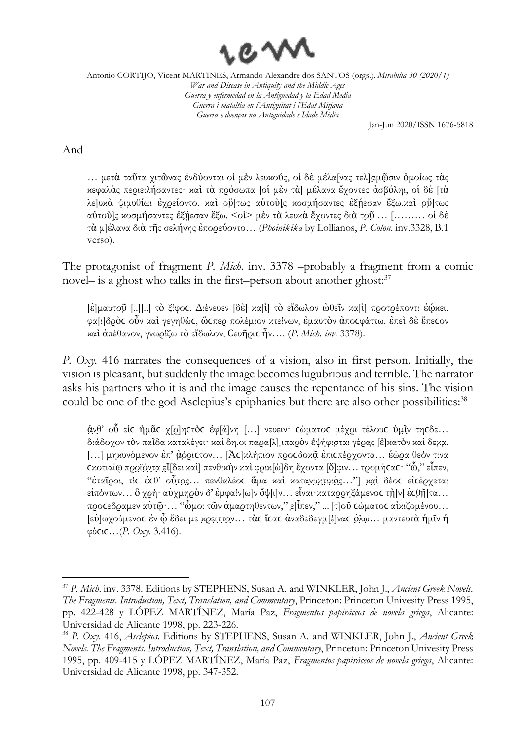And

> … μετὰ ταῦτα χιτῶνας ἐνδύονται οἱ μὲν λευκούς, οἱ δὲ μέλα[νας τελ]αμῶσιν ὁμοίως τὰς κεφαλὰς περιειλήσαντες· καὶ τὰ πρόσωπα [οἱ μὲν τὰ] μέλανα ἔχοντες ἀσβόληι, οἱ δὲ [τὰ λε]υκὰ ψιμυθίωι ἐχρείοντο. καὶ οὕ[τως αὐτοὺ]ς κοσμήσαντες ἐξῆεσαν ἔξω.καὶ οὕ[τως αὐτοὺ]ς κοσμήσαντες ἐξῆεσαν ἔξω. <οἱ> μὲν τὰ λευκὰ ἔχοντες διὰ τοῦ … [……… οἱ δὲ τὰ μ]έλανα διὰ τῆς σελήνης ἐπορεύοντο… (*Phoinikika* by Lollianos, *P. Colon*. inv.3328, B.1 verso).

The protagonist of fragment *P. Mich.* inv. 3378 –probably a fragment from a comic novel– is a ghost who talks in the first–person about another ghost:[37]

> [ἐ]μαυτοῦ [..][..] τὸ ξίφος. Διένευεν [δὲ] κα[ὶ] τὸ εἴδωλον ὠθεῖν κα[ὶ] προτρέποντι ἐῴκει. φα[ι]δρὸς οὖν καὶ γεγηθώς, ὥσπερ πολέμιον κτείνων, ἐμαυτὸν ἀποσφάττω. ἐπεὶ δὲ ἔπεσον καὶ ἀπέθανον, γνωρίζω τὸ εἴδωλον, Σευῆρις ἦν…. (*P. Mich. inv.* 3378).

*P. Oxy.* 416 narrates the consequences of a vision, also in first person. Initially, the vision is pleasant, but suddenly the image becomes lugubrious and terrible. The narrator asks his partners who it is and the image causes the repentance of his sins. The vision could be one of the god Asclepius's epiphanies but there are also other possibilities:[38]

> ἀνθ' οὗ εἰς ἡμᾶς χ[ρ]ηστὸς ἐφ[ά]νη […] νευειν· σώματος μέχρι τέλους ὑμῖν τησδε… διάδοχον τὸν παῖδα καταλέγει· καὶ δη.οι παρα[λ].ιπαρὸν ἐψήφισται γέρας [ἑ]κατὸν καὶ δεκα. […] μηκυνόμενον ἐπ' ἀόριστον… [Ἀσ]κλήπιον προσδοκᾶ ἐπισπέρχοντα… ἑώρα θεόν τινα σκοτιαίω προϊόντα εἴ[δει καὶ] πενθικὴν καὶ φρικ[ώ]δη ἔχοντα [ὄ]ψιν… τρομήσας· "ὦ," εἶπεν, "ἑταῖροι, τίς ἐσθ' οὗτος… πενθαλέος ἅμα καὶ κατανυκτικός…"] καὶ δέος εἰσέρχεται εἰπόντων… ὃ χρή· αὐχμηρὸν δ' ἐμφαίν[ω]ν ὄψ[ι]ν… εἶναι·καταρρηξάμενος τὴ[ν] ἐσθῆ[τα… προσεδραμεν αὐτῷ·… "ὤμοι τῶν ἁμαρτηθέντων," ε[ἶ]πεν," ... [τ]οῦ σώματος αἰκιζομένου… [εὐ]ωχούμενος ἐν ᾧ ἔδει με κρειττον… τὰς ἴσας ἀναδεδεγμ[έ]νας ὅλῳ… μαντευτὰ ἡμῖν ἡ φύσις…(*P. Oxy.* 3.416).

---

[37] *P. Mich*. inv. 3378. Editions by STEPHENS, Susan A. and WINKLER, John J., *Ancient Greek Novels. The Fragments. Introduction, Text, Translation, and Commentary*, Princeton: Princeton Univesity Press 1995, pp. 422-428 y LÓPEZ MARTÍNEZ, María Paz, *Fragmentos papiráceos de novela griega*, Alicante: Universidad de Alicante 1998, pp. 223-226.

[38] *P. Oxy*. 416, *Asclepios*. Editions by STEPHENS, Susan A. and WINKLER, John J., *Ancient Greek Novels. The Fragments. Introduction, Text, Translation, and Commentary*, Princeton: Princeton Univesity Press 1995, pp. 409-415 y LÓPEZ MARTÍNEZ, María Paz, *Fragmentos papiráceos de novela griega*, Alicante: Universidad de Alicante 1998, pp. 347-352.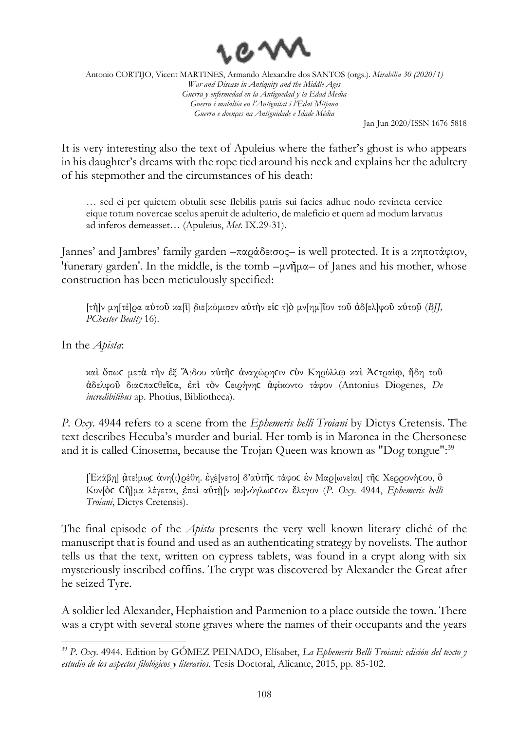It is very interesting also the text of Apuleius where the father's ghost is who appears in his daughter's dreams with the rope tied around his neck and explains her the adultery of his stepmother and the circumstances of his death:

> … sed ei per quietem obtulit sese flebilis patris sui facies adhuc nodo revincta cervice eique totum novercae scelus aperuit de adulterio, de maleficio et quem ad modum larvatus ad inferos demeasset… (Apuleius, *Met.* IX.29-31).

Jannes' and Jambres' family garden –παράδεισος– is well protected. It is a κηποτάφιον, 'funerary garden'. In the middle, is the tomb –μνῆμα– of Janes and his mother, whose construction has been meticulously specified:

> [τὴ]ν μη[τέ]ρα αὐτοῦ κα[ὶ] διε[κόμισεν αὐτὴν εἰϲ τ]ὸ μν[ημ]ῖον τοῦ ἀδ[ελ]φοῦ αὐτοῦ (*BJJ, PChester Beatty* 16).

In the *Apista*:

> καὶ ὅπωϲ μετὰ τὴν ἐξ Ἅιδου αὐτῆϲ ἀναχώρηϲιν ϲὺν Κηρύλλῳ καὶ Ἀϲτραίῳ, ἤδη τοῦ ἀδελφοῦ διαϲπαϲθεῖϲα, ἐπὶ τὸν Ϲειρήνηϲ ἀφίκοντο τάφον (Antonius Diogenes, *De incredibilibus* ap. Photius, Bibliotheca).

*P. Oxy.* 4944 refers to a scene from the *Ephemeris belli Troiani* by Dictys Cretensis. The text describes Hecuba's murder and burial. Her tomb is in Maronea in the Chersonese and it is called Cinosema, because the Trojan Queen was known as "Dog tongue":[39]

> [Ἑκάβη] ἀτείμωϲ ἀνη⟨ι⟩ρέθη. ἐγέ[νετο] δ'αὐτῆϲ τάφοϲ ἐν Μαρ[ωνείαι] τῆϲ Χερρονήϲου, ὃ Κυν[ὸϲ Ϲῆ]μα λέγεται, ἐπεὶ αὐτὴ[ν κυ]νόγλωϲϲον ἔλεγον (*P. Oxy.* 4944, *Ephemeris belli Troiani*, Dictys Cretensis).

The final episode of the *Apista* presents the very well known literary cliché of the manuscript that is found and used as an authenticating strategy by novelists. The author tells us that the text, written on cypress tablets, was found in a crypt along with six mysteriously inscribed coffins. The crypt was discovered by Alexander the Great after he seized Tyre.

A soldier led Alexander, Hephaistion and Parmenion to a place outside the town. There was a crypt with several stone graves where the names of their occupants and the years

---

[39] *P. Oxy.* 4944. Edition by GÓMEZ PEINADO, Elísabet, *La Ephemeris Belli Troiani: edición del texto y estudio de los aspectos filológicos y literarios*. Tesis Doctoral, Alicante, 2015, pp. 85-102.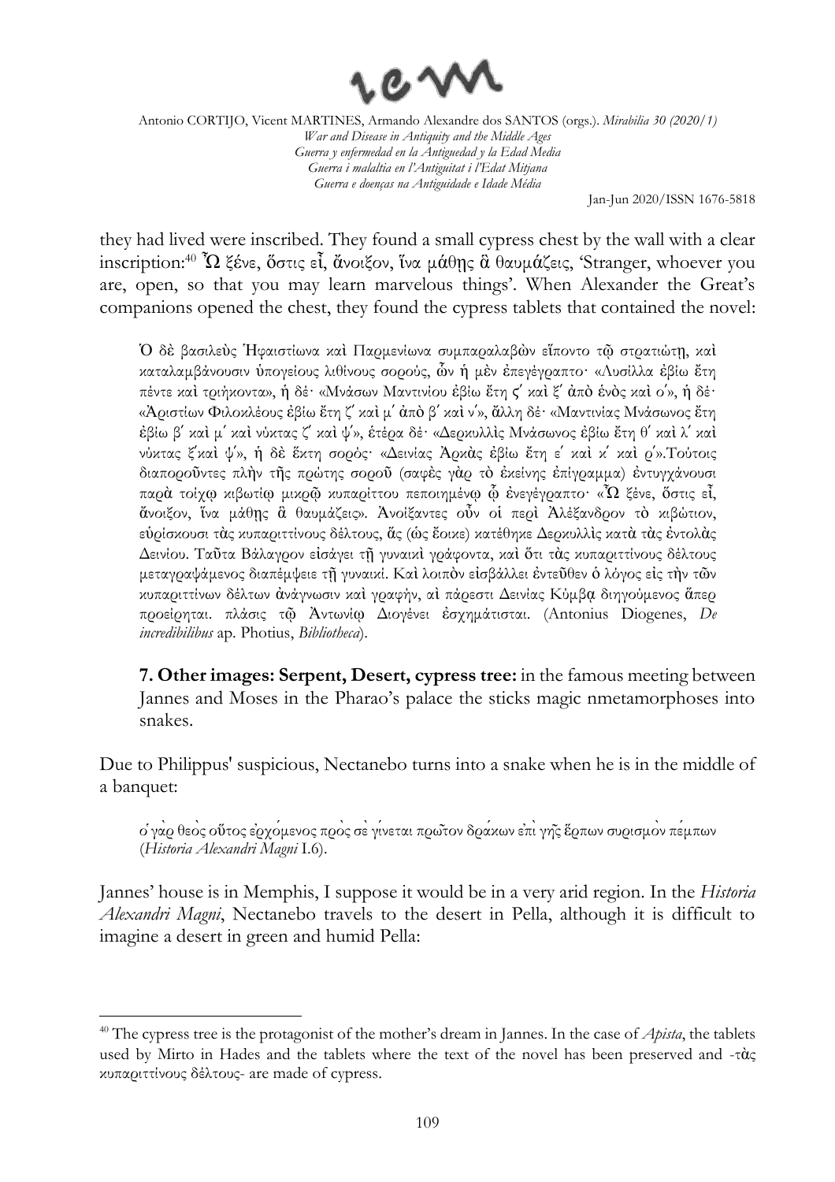they had lived were inscribed. They found a small cypress chest by the wall with a clear inscription:[40] Ὦ ξένε, ὅστις εἶ, ἄνοιξον, ἵνα μάθῃς ἃ θαυμάζεις, 'Stranger, whoever you are, open, so that you may learn marvelous things'. When Alexander the Great's companions opened the chest, they found the cypress tablets that contained the novel:

> Ὁ δὲ βασιλεὺς Ἡφαιστίωνα καὶ Παρμενίωνα συμπαραλαβὼν εἵποντο τῷ στρατιώτῃ, καὶ καταλαμβάνουσιν ὑπογείους λιθίνους σορούς, ὧν ἡ μὲν ἐπεγέγραπτο· «Λυσίλλα ἐβίω ἔτη πέντε καὶ τριήκοντα», ἡ δέ· «Μνάσων Μαντινίου ἐβίω ἔτη ς′ καὶ ξ′ ἀπὸ ἑνὸς καὶ ο′», ἡ δέ· «Ἀριστίων Φιλοκλέους ἐβίω ἔτη ζ′ καὶ μ′ ἀπὸ β′ καὶ ν′», ἄλλη δέ· «Μαντινίας Μνάσωνος ἔτη ἐβίω β′ καὶ μ′ καὶ νύκτας ζ′ καὶ ψ′», ἑτέρα δέ· «Δερκυλλὶς Μνάσωνος ἐβίω ἔτη θ′ καὶ λ′ καὶ νύκτας ξ′καὶ ψ′», ἡ δὲ ἕκτη σορός· «Δεινίας Ἀρκὰς ἐβίω ἔτη ε′ καὶ κ′ καὶ ρ′».Τούτοις διαποροῦντες πλὴν τῆς πρώτης σοροῦ (σαφὲς γὰρ τὸ ἐκείνης ἐπίγραμμα) ἐντυγχάνουσι παρὰ τοίχῳ κιβωτίῳ μικρῷ κυπαρίττου πεποιημένῳ ᾧ ἐνεγέγραπτο· «Ὦ ξένε, ὅστις εἶ, ἄνοιξον, ἵνα μάθῃς ἃ θαυμάζεις». Ἀνοίξαντες οὖν οἱ περὶ Ἀλέξανδρον τὸ κιβώτιον, εὑρίσκουσι τὰς κυπαριττίνους δέλτους, ἅς (ὡς ἔοικε) κατέθηκε Δερκυλλὶς κατὰ τὰς ἐντολὰς Δεινίου. Ταῦτα Βάλαγρον εἰσάγει τῇ γυναικὶ γράφοντα, καὶ ὅτι τὰς κυπαριττίνους δέλτους μεταγραψάμενος διαπέμψειε τῇ γυναικί. Καὶ λοιπὸν εἰσβάλλει ἐντεῦθεν ὁ λόγος εἰς τὴν τῶν κυπαριττίνων δέλτων ἀνάγνωσιν καὶ γραφήν, αἳ πάρεστι Δεινίας Κύμβᾳ διηγούμενος ἅπερ προείρηται. πλάσις τῷ Ἀντωνίῳ Διογένει ἐσχημάτισται. (Antonius Diogenes, *De incredibilibus* ap. Photius, *Bibliotheca*).

> **7. Other images: Serpent, Desert, cypress tree:** in the famous meeting between Jannes and Moses in the Pharao's palace the sticks magic nmetamorphoses into snakes.

Due to Philippus' suspicious, Nectanebo turns into a snake when he is in the middle of a banquet:

> ὁ γὰρ θεὸς οὗτος ἐρχόμενος πρὸς σὲ γίνεται πρῶτον δράκων ἐπὶ γῆς ἕρπων συρισμὸν πέμπων (*Historia Alexandri Magni* I.6).

Jannes' house is in Memphis, I suppose it would be in a very arid region. In the *Historia Alexandri Magni*, Nectanebo travels to the desert in Pella, although it is difficult to imagine a desert in green and humid Pella:

[40] The cypress tree is the protagonist of the mother's dream in Jannes. In the case of *Apista*, the tablets used by Mirto in Hades and the tablets where the text of the novel has been preserved and -τὰς κυπαριττίνους δέλτους- are made of cypress.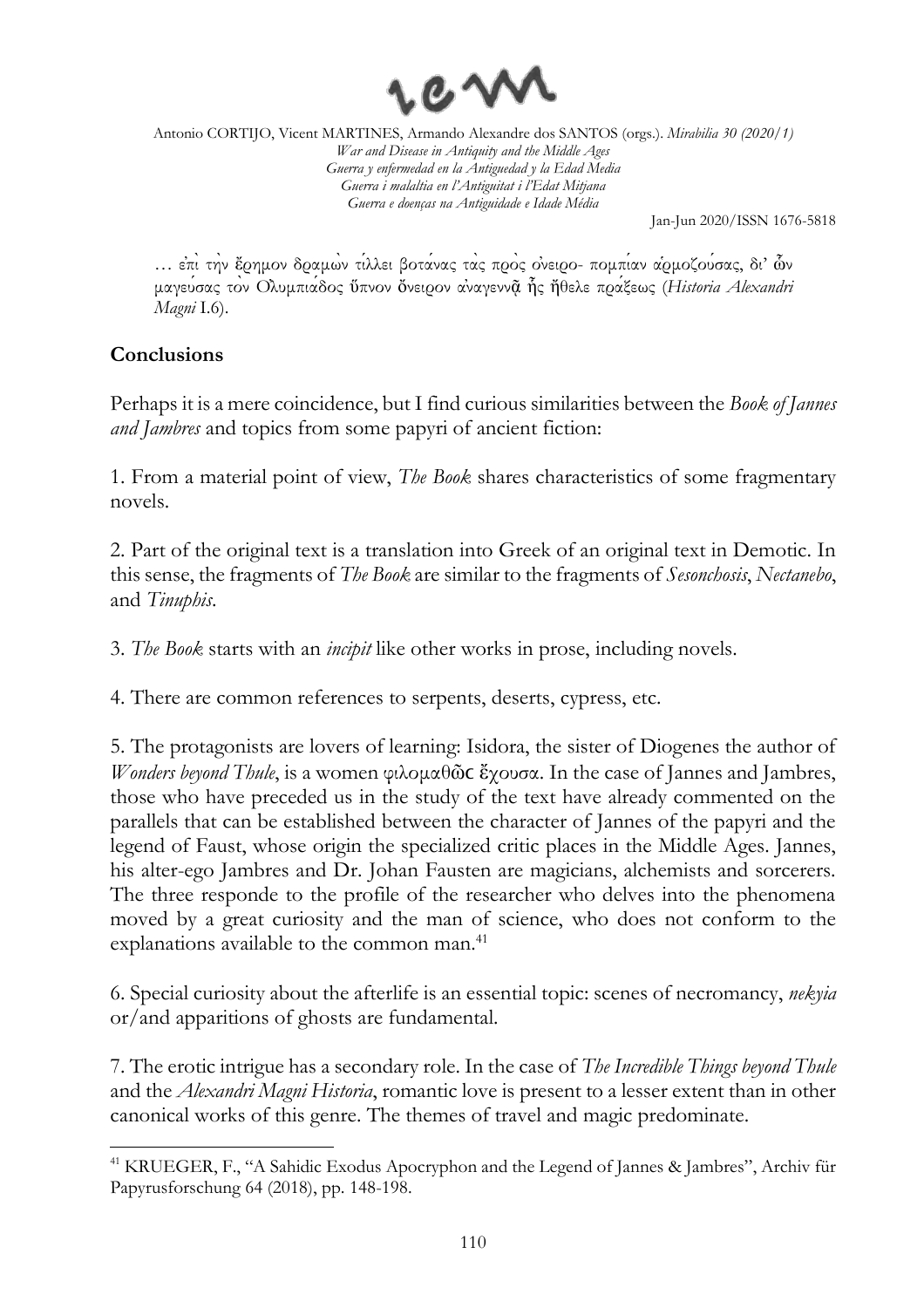… ἐπὶ τὴν ἔρημον δραμὼν τίλλει βοτάνας τὰς πρὸς ὀνειρο- πομπίαν ἁρμοζούσας, δι' ὧν μαγεύσας τὸν Ὀλυμπιάδος ὕπνον ὄνειρον ἀναγεννᾷ ἧς ἤθελε πράξεως (*Historia Alexandri Magni* I.6).

## Conclusions

Perhaps it is a mere coincidence, but I find curious similarities between the *Book of Jannes and Jambres* and topics from some papyri of ancient fiction:

1. From a material point of view, *The Book* shares characteristics of some fragmentary novels.

2. Part of the original text is a translation into Greek of an original text in Demotic. In this sense, the fragments of *The Book* are similar to the fragments of *Sesonchosis*, *Nectanebo*, and *Tinuphis*.

3. *The Book* starts with an *incipit* like other works in prose, including novels.

4. There are common references to serpents, deserts, cypress, etc.

5. The protagonists are lovers of learning: Isidora, the sister of Diogenes the author of *Wonders beyond Thule*, is a women φιλομαθῶϲ ἔχουσα. In the case of Jannes and Jambres, those who have preceded us in the study of the text have already commented on the parallels that can be established between the character of Jannes of the papyri and the legend of Faust, whose origin the specialized critic places in the Middle Ages. Jannes, his alter-ego Jambres and Dr. Johan Fausten are magicians, alchemists and sorcerers. The three responde to the profile of the researcher who delves into the phenomena moved by a great curiosity and the man of science, who does not conform to the explanations available to the common man.[41]

6. Special curiosity about the afterlife is an essential topic: scenes of necromancy, *nekyia* or/and apparitions of ghosts are fundamental.

7. The erotic intrigue has a secondary role. In the case of *The Incredible Things beyond Thule* and the *Alexandri Magni Historia*, romantic love is present to a lesser extent than in other canonical works of this genre. The themes of travel and magic predominate.

[41] KRUEGER, F., "A Sahidic Exodus Apocryphon and the Legend of Jannes & Jambres", Archiv für Papyrusforschung 64 (2018), pp. 148-198.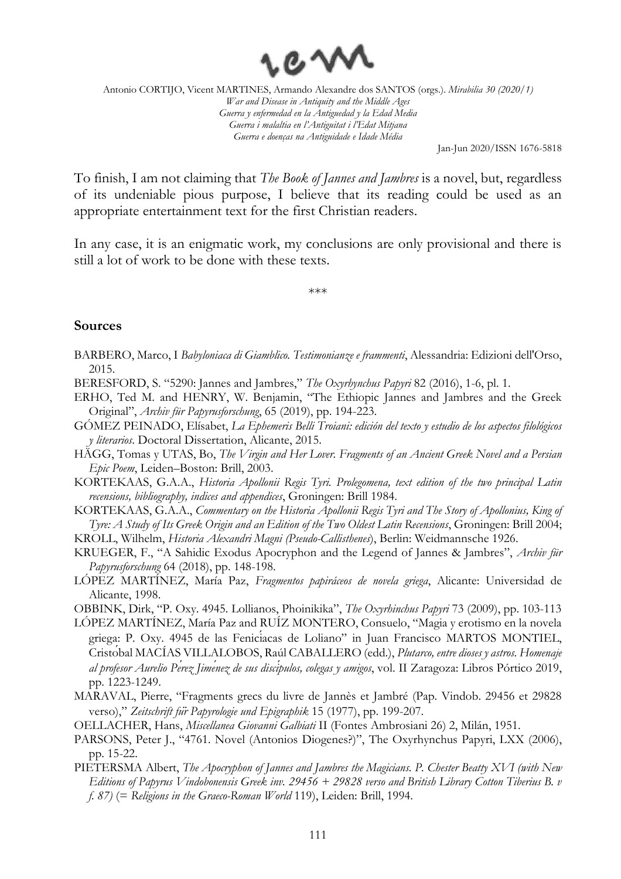To finish, I am not claiming that *The Book of Jannes and Jambres* is a novel, but, regardless of its undeniable pious purpose, I believe that its reading could be used as an appropriate entertainment text for the first Christian readers.

In any case, it is an enigmatic work, my conclusions are only provisional and there is still a lot of work to be done with these texts.

\*\*\*

## Sources

BARBERO, Marco, I *Babyloniaca di Giamblico. Testimonianze e frammenti*, Alessandria: Edizioni dell'Orso, 2015.

BERESFORD, S. "5290: Jannes and Jambres," *The Oxyrhynchus Papyri* 82 (2016), 1-6, pl. 1.

ERHO, Ted M. and HENRY, W. Benjamin, "The Ethiopic Jannes and Jambres and the Greek Original", *Archiv für Papyrusforschung*, 65 (2019), pp. 194-223.

GÓMEZ PEINADO, Elísabet, *La Ephemeris Belli Troiani: edición del texto y estudio de los aspectos filológicos y literarios*. Doctoral Dissertation, Alicante, 2015.

HÄGG, Tomas y UTAS, Bo, *The Virgin and Her Lover. Fragments of an Ancient Greek Novel and a Persian Epic Poem*, Leiden–Boston: Brill, 2003.

KORTEKAAS, G.A.A., *Historia Apollonii Regis Tyri. Prolegomena, text edition of the two principal Latin recensions, bibliography, indices and appendices*, Groningen: Brill 1984.

KORTEKAAS, G.A.A., *Commentary on the Historia Apollonii Regis Tyri and The Story of Apollonius, King of Tyre: A Study of Its Greek Origin and an Edition of the Two Oldest Latin Recensions*, Groningen: Brill 2004;

KROLL, Wilhelm, *Historia Alexandri Magni (Pseudo-Callisthenes)*, Berlin: Weidmannsche 1926.

KRUEGER, F., "A Sahidic Exodus Apocryphon and the Legend of Jannes & Jambres", *Archiv für Papyrusforschung* 64 (2018), pp. 148-198.

LÓPEZ MARTÍNEZ, María Paz, *Fragmentos papiráceos de novela griega*, Alicante: Universidad de Alicante, 1998.

OBBINK, Dirk, "P. Oxy. 4945. Lollianos, Phoinikika", *The Oxyrhinchus Papyri* 73 (2009), pp. 103-113

LÓPEZ MARTÍNEZ, María Paz and RUÍZ MONTERO, Consuelo, "Magia y erotismo en la novela griega: P. Oxy. 4945 de las Fenicíacas de Loliano" in Juan Francisco MARTOS MONTIEL, Cristóbal MACÍAS VILLALOBOS, Raúl CABALLERO (edd.), *Plutarco, entre dioses y astros. Homenaje al profesor Aurelio Pérez Jiménez de sus discípulos, colegas y amigos*, vol. II Zaragoza: Libros Pórtico 2019, pp. 1223-1249.

MARAVAL, Pierre, "Fragments grecs du livre de Jannès et Jambré (Pap. Vindob. 29456 et 29828 verso)," *Zeitschrift für Papyrologie und Epigraphik* 15 (1977), pp. 199-207.

OELLACHER, Hans, *Miscellanea Giovanni Galbiati* II (Fontes Ambrosiani 26) 2, Milán, 1951.

PARSONS, Peter J., "4761. Novel (Antonios Diogenes?)", The Oxyrhynchus Papyri, LXX (2006), pp. 15-22.

PIETERSMA Albert, *The Apocryphon of Jannes and Jambres the Magicians. P. Chester Beatty XVI (with New Editions of Papyrus Vindobonensis Greek inv. 29456 + 29828 verso and British Library Cotton Tiberius B. v f. 87)* (= *Religions in the Graeco-Roman World* 119), Leiden: Brill, 1994.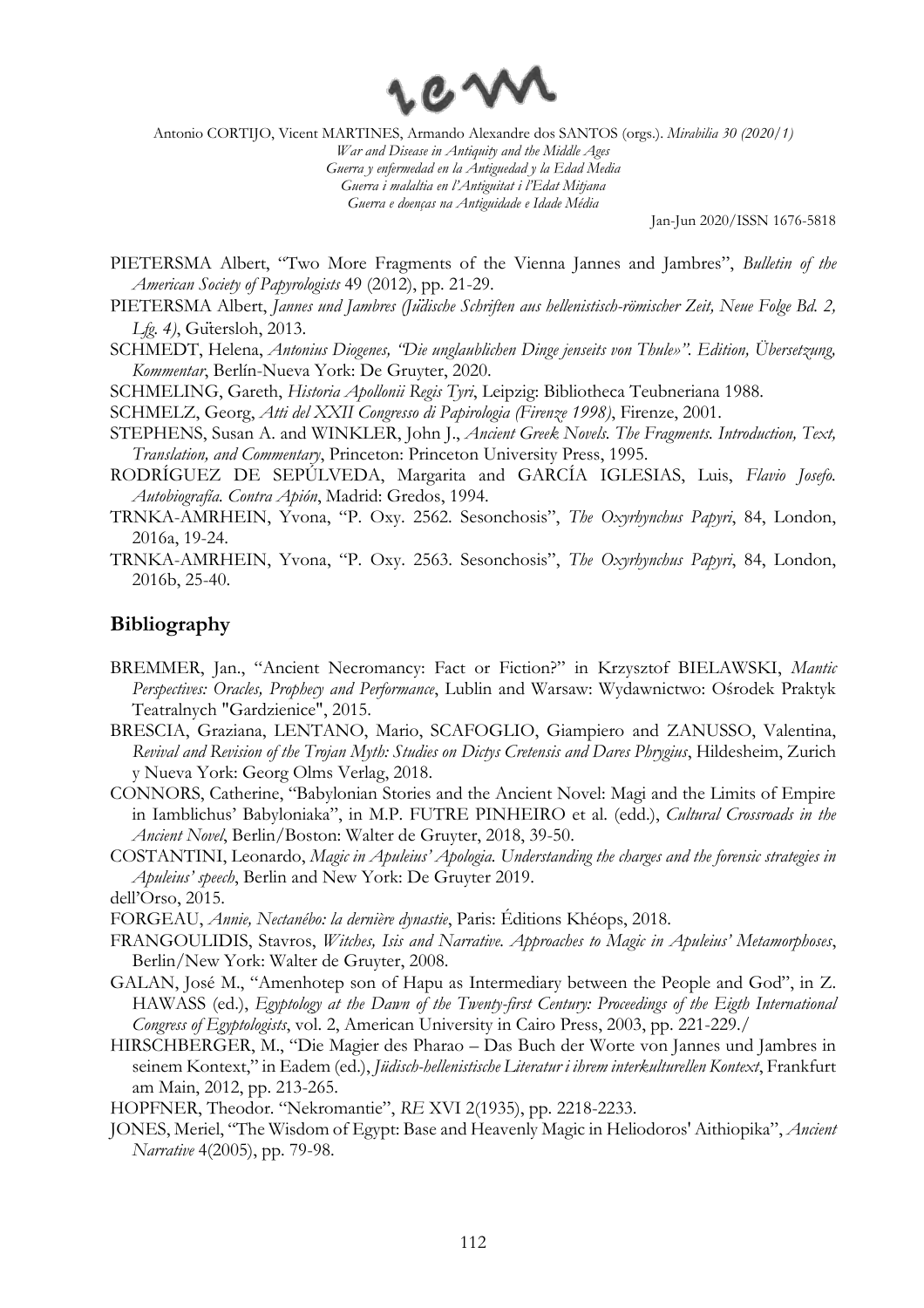PIETERSMA Albert, "Two More Fragments of the Vienna Jannes and Jambres", *Bulletin of the American Society of Papyrologists* 49 (2012), pp. 21-29.

PIETERSMA Albert, *Jannes und Jambres (Jüdische Schriften aus hellenistisch-römischer Zeit, Neue Folge Bd. 2, Lfg. 4)*, Gütersloh, 2013.

SCHMEDT, Helena, *Antonius Diogenes, "Die unglaublichen Dinge jenseits von Thule»". Edition, Übersetzung, Kommentar*, Berlín-Nueva York: De Gruyter, 2020.

SCHMELING, Gareth, *Historia Apollonii Regis Tyri*, Leipzig: Bibliotheca Teubneriana 1988.

SCHMELZ, Georg, *Atti del XXII Congresso di Papirologia (Firenze 1998)*, Firenze, 2001.

STEPHENS, Susan A. and WINKLER, John J., *Ancient Greek Novels. The Fragments. Introduction, Text, Translation, and Commentary*, Princeton: Princeton University Press, 1995.

RODRÍGUEZ DE SEPÚLVEDA, Margarita and GARCÍA IGLESIAS, Luis, *Flavio Josefo. Autobiografía. Contra Apión*, Madrid: Gredos, 1994.

TRNKA-AMRHEIN, Yvona, "P. Oxy. 2562. Sesonchosis", *The Oxyrhynchus Papyri*, 84, London, 2016a, 19-24.

TRNKA-AMRHEIN, Yvona, "P. Oxy. 2563. Sesonchosis", *The Oxyrhynchus Papyri*, 84, London, 2016b, 25-40.

## Bibliography

BREMMER, Jan., "Ancient Necromancy: Fact or Fiction?" in Krzysztof BIELAWSKI, *Mantic Perspectives: Oracles, Prophecy and Performance*, Lublin and Warsaw: Wydawnictwo: Ośrodek Praktyk Teatralnych "Gardzienice", 2015.

BRESCIA, Graziana, LENTANO, Mario, SCAFOGLIO, Giampiero and ZANUSSO, Valentina, *Revival and Revision of the Trojan Myth: Studies on Dictys Cretensis and Dares Phrygius*, Hildesheim, Zurich y Nueva York: Georg Olms Verlag, 2018.

CONNORS, Catherine, "Babylonian Stories and the Ancient Novel: Magi and the Limits of Empire in Iamblichus' Babyloniaka", in M.P. FUTRE PINHEIRO et al. (edd.), *Cultural Crossroads in the Ancient Novel*, Berlin/Boston: Walter de Gruyter, 2018, 39-50.

COSTANTINI, Leonardo, *Magic in Apuleius' Apologia. Understanding the charges and the forensic strategies in Apuleius' speech*, Berlin and New York: De Gruyter 2019.

dell'Orso, 2015.

FORGEAU, *Annie, Nectanébo: la dernière dynastie*, Paris: Éditions Khéops, 2018.

FRANGOULIDIS, Stavros, *Witches, Isis and Narrative. Approaches to Magic in Apuleius' Metamorphoses*, Berlin/New York: Walter de Gruyter, 2008.

GALAN, José M., "Amenhotep son of Hapu as Intermediary between the People and God", in Z. HAWASS (ed.), *Egyptology at the Dawn of the Twenty-first Century: Proceedings of the Eigth International Congress of Egyptologists*, vol. 2, American University in Cairo Press, 2003, pp. 221-229./

HIRSCHBERGER, M., "Die Magier des Pharao – Das Buch der Worte von Jannes und Jambres in seinem Kontext," in Eadem (ed.), *Jüdisch-hellenistische Literatur i ihrem interkulturellen Kontext*, Frankfurt am Main, 2012, pp. 213-265.

HOPFNER, Theodor. "Nekromantie", *RE* XVI 2(1935), pp. 2218-2233.

JONES, Meriel, "The Wisdom of Egypt: Base and Heavenly Magic in Heliodoros' Aithiopika", *Ancient Narrative* 4(2005), pp. 79-98.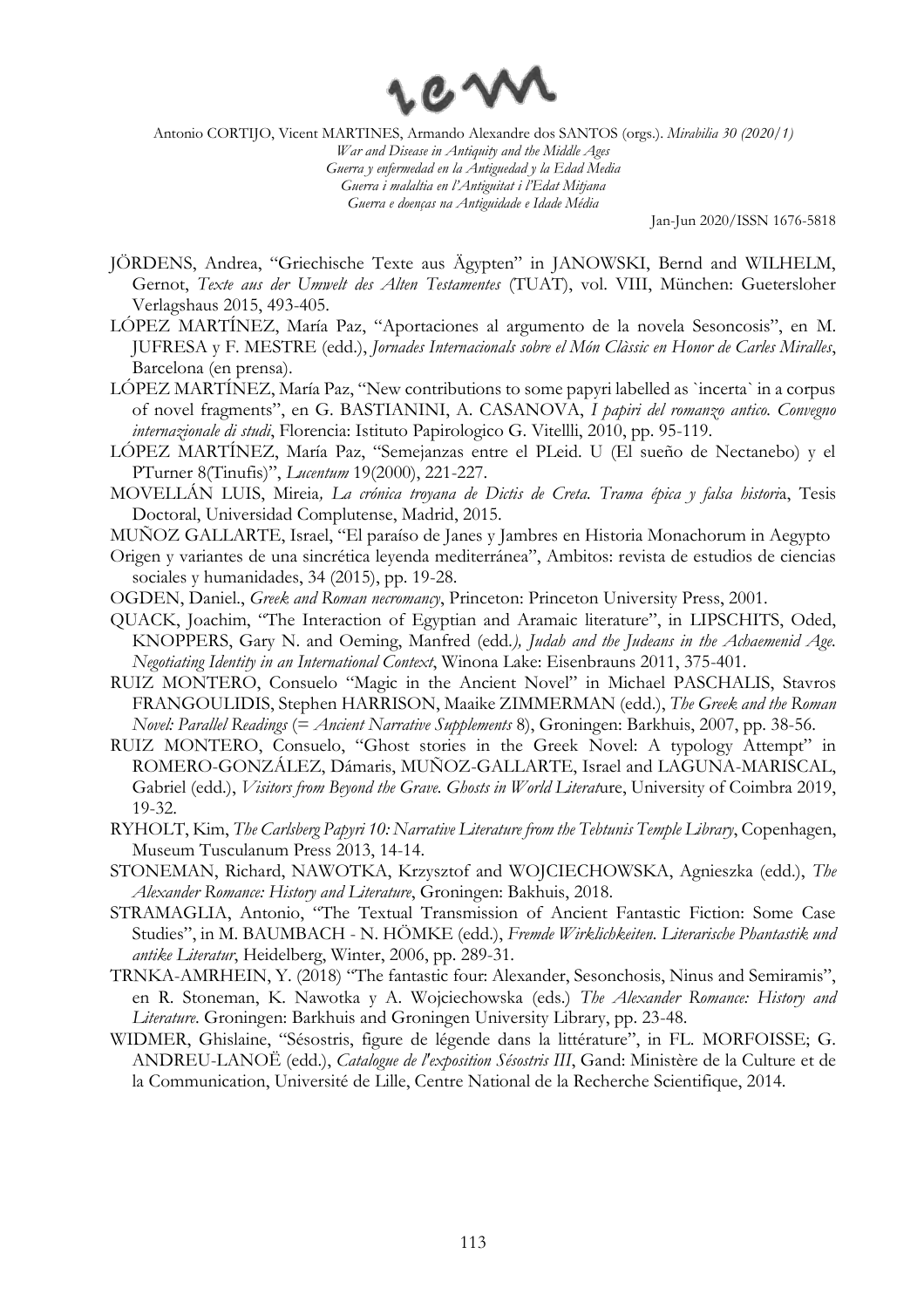JÖRDENS, Andrea, "Griechische Texte aus Ägypten" in JANOWSKI, Bernd and WILHELM, Gernot, *Texte aus der Umwelt des Alten Testamentes* (TUAT), vol. VIII, München: Guetersloher Verlagshaus 2015, 493-405.

LÓPEZ MARTÍNEZ, María Paz, "Aportaciones al argumento de la novela Sesoncosis", en M. JUFRESA y F. MESTRE (edd.), *Jornades Internacionals sobre el Món Clàssic en Honor de Carles Miralles*, Barcelona (en prensa).

LÓPEZ MARTÍNEZ, María Paz, "New contributions to some papyri labelled as `incerta` in a corpus of novel fragments", en G. BASTIANINI, A. CASANOVA, *I papiri del romanzo antico. Convegno internazionale di studi*, Florencia: Istituto Papirologico G. Vitellli, 2010, pp. 95-119.

LÓPEZ MARTÍNEZ, María Paz, "Semejanzas entre el PLeid. U (El sueño de Nectanebo) y el PTurner 8(Tinufis)", *Lucentum* 19(2000), 221-227.

MOVELLÁN LUIS, Mireia*, La crónica troyana de Dictis de Creta. Trama épica y falsa histori*a, Tesis Doctoral, Universidad Complutense, Madrid, 2015.

MUÑOZ GALLARTE, Israel, "El paraíso de Janes y Jambres en Historia Monachorum in Aegypto Origen y variantes de una sincrética leyenda mediterránea", Ambitos: revista de estudios de ciencias sociales y humanidades, 34 (2015), pp. 19-28.

OGDEN, Daniel., *Greek and Roman necromancy*, Princeton: Princeton University Press, 2001.

QUACK, Joachim, "The Interaction of Egyptian and Aramaic literature", in LIPSCHITS, Oded, KNOPPERS, Gary N. and Oeming, Manfred (edd.*), Judah and the Judeans in the Achaemenid Age. Negotiating Identity in an International Context*, Winona Lake: Eisenbrauns 2011, 375-401.

RUIZ MONTERO, Consuelo "Magic in the Ancient Novel" in Michael PASCHALIS, Stavros FRANGOULIDIS, Stephen HARRISON, Maaike ZIMMERMAN (edd.), *The Greek and the Roman Novel: Parallel Readings* (= *Ancient Narrative Supplements* 8), Groningen: Barkhuis, 2007, pp. 38-56.

RUIZ MONTERO, Consuelo, "Ghost stories in the Greek Novel: A typology Attempt" in ROMERO-GONZÁLEZ, Dámaris, MUÑOZ-GALLARTE, Israel and LAGUNA-MARISCAL, Gabriel (edd.), *Visitors from Beyond the Grave. Ghosts in World Literat*ure, University of Coimbra 2019, 19-32.

RYHOLT, Kim, *The Carlsberg Papyri 10: Narrative Literature from the Tebtunis Temple Library*, Copenhagen, Museum Tusculanum Press 2013, 14-14.

STONEMAN, Richard, NAWOTKA, Krzysztof and WOJCIECHOWSKA, Agnieszka (edd.), *The Alexander Romance: History and Literature*, Groningen: Bakhuis, 2018.

STRAMAGLIA, Antonio, "The Textual Transmission of Ancient Fantastic Fiction: Some Case Studies", in M. BAUMBACH - N. HÖMKE (edd.), *Fremde Wirklichkeiten. Literarische Phantastik und antike Literatur*, Heidelberg, Winter, 2006, pp. 289-31.

TRNKA-AMRHEIN, Y. (2018) "The fantastic four: Alexander, Sesonchosis, Ninus and Semiramis", en R. Stoneman, K. Nawotka y A. Wojciechowska (eds.) *The Alexander Romance: History and Literature*. Groningen: Barkhuis and Groningen University Library, pp. 23-48.

WIDMER, Ghislaine, "Sésostris, figure de légende dans la littérature", in FL. MORFOISSE; G. ANDREU-LANOË (edd.), *Catalogue de l'exposition Sésostris III*, Gand: Ministère de la Culture et de la Communication, Université de Lille, Centre National de la Recherche Scientifique, 2014.